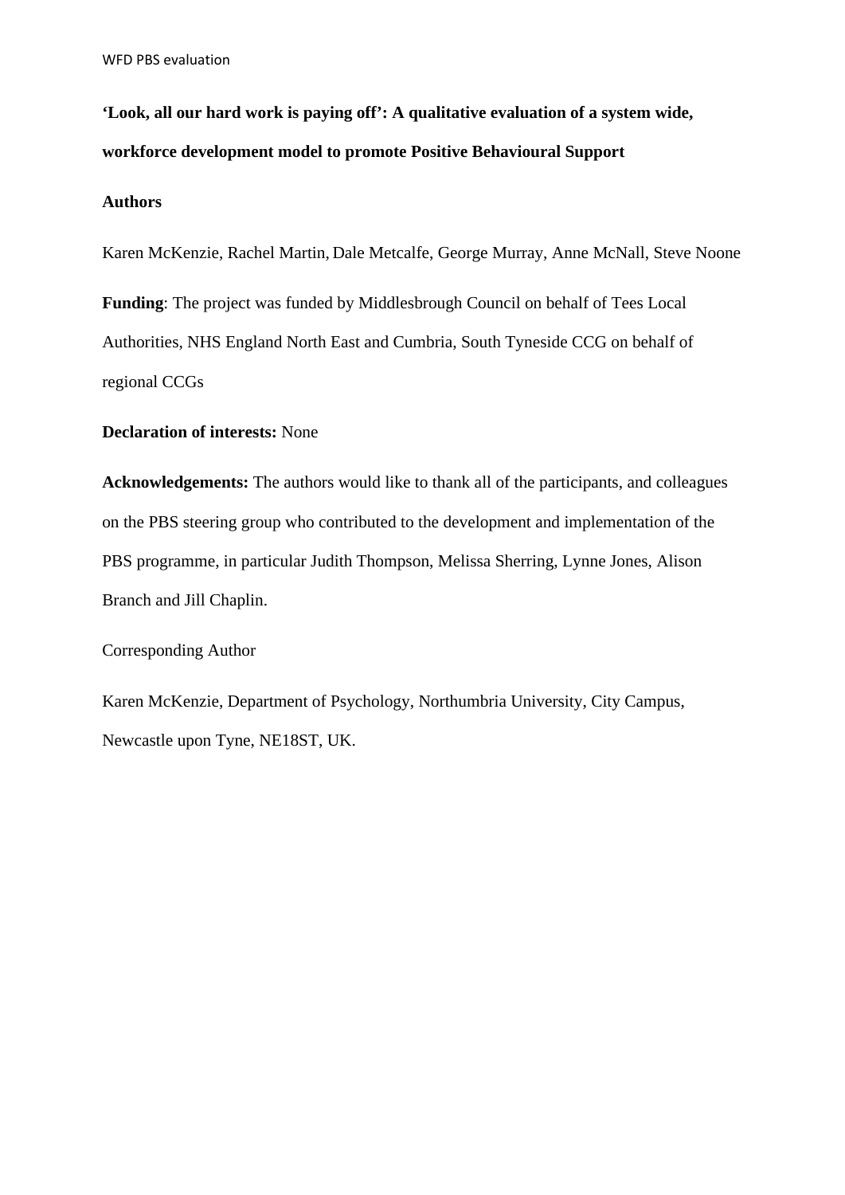# 'Look, all our hard work is paying off': A qualitative evaluation of a system wide, workforce development model to promote Positive Behavioural Support

**Authors**

Karen McKenzie, Rachel Martin, Dale Metcalfe, George Murray, Anne McNall, Steve Noone

**Funding**: The project was funded by Middlesbrough Council on behalf of Tees Local Authorities, NHS England North East and Cumbria, South Tyneside CCG on behalf of regional CCGs

**Declaration of interests:** None

**Acknowledgements:** The authors would like to thank all of the participants, and colleagues on the PBS steering group who contributed to the development and implementation of the PBS programme, in particular Judith Thompson, Melissa Sherring, Lynne Jones, Alison Branch and Jill Chaplin.

Corresponding Author

Karen McKenzie, Department of Psychology, Northumbria University, City Campus, Newcastle upon Tyne, NE18ST, UK.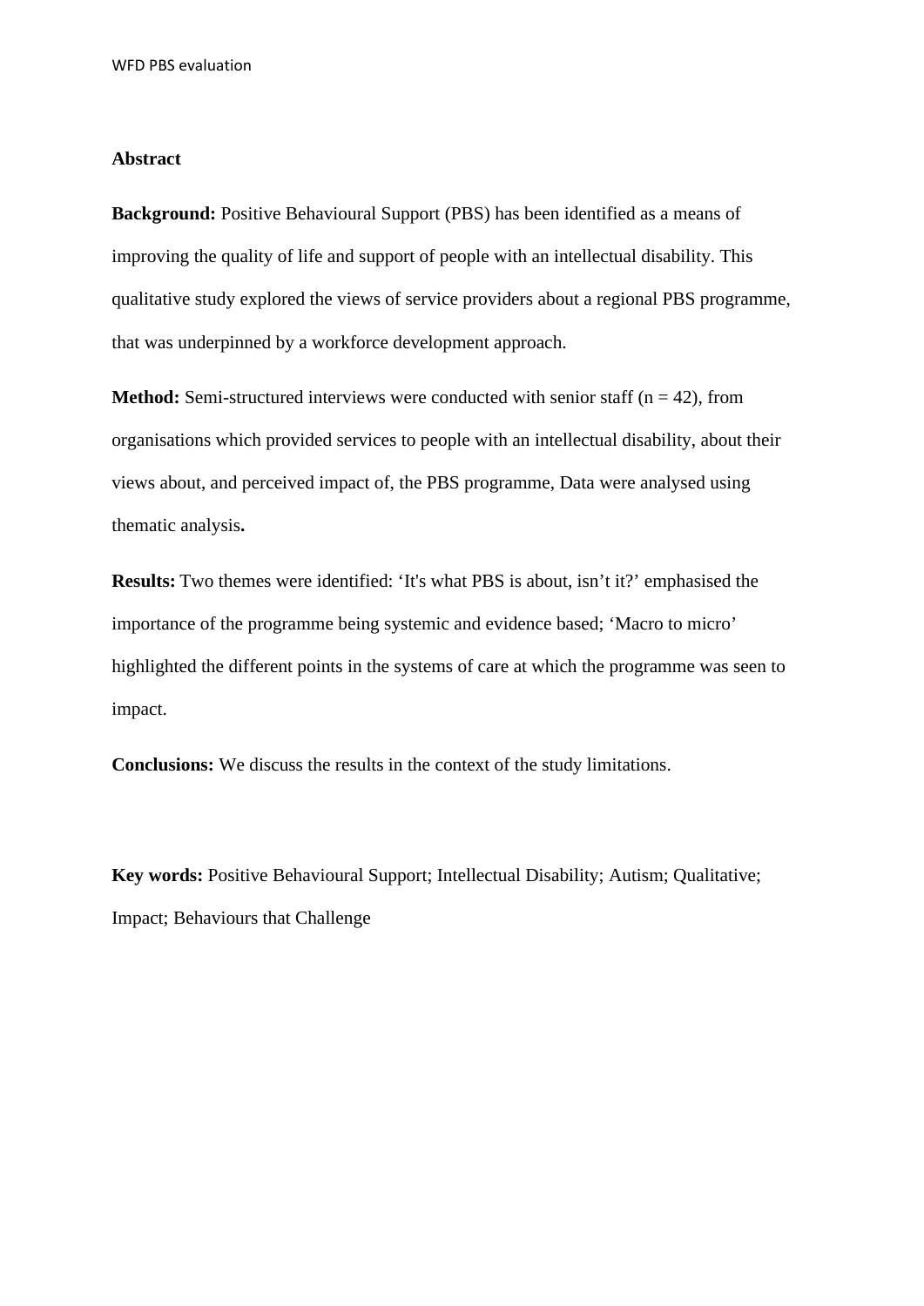## Abstract

**Background:** Positive Behavioural Support (PBS) has been identified as a means of improving the quality of life and support of people with an intellectual disability. This qualitative study explored the views of service providers about a regional PBS programme, that was underpinned by a workforce development approach.

**Method:** Semi-structured interviews were conducted with senior staff (n = 42), from organisations which provided services to people with an intellectual disability, about their views about, and perceived impact of, the PBS programme, Data were analysed using thematic analysis**.**

**Results:** Two themes were identified: 'It's what PBS is about, isn't it?' emphasised the importance of the programme being systemic and evidence based; 'Macro to micro' highlighted the different points in the systems of care at which the programme was seen to impact.

**Conclusions:** We discuss the results in the context of the study limitations.

**Key words:** Positive Behavioural Support; Intellectual Disability; Autism; Qualitative; Impact; Behaviours that Challenge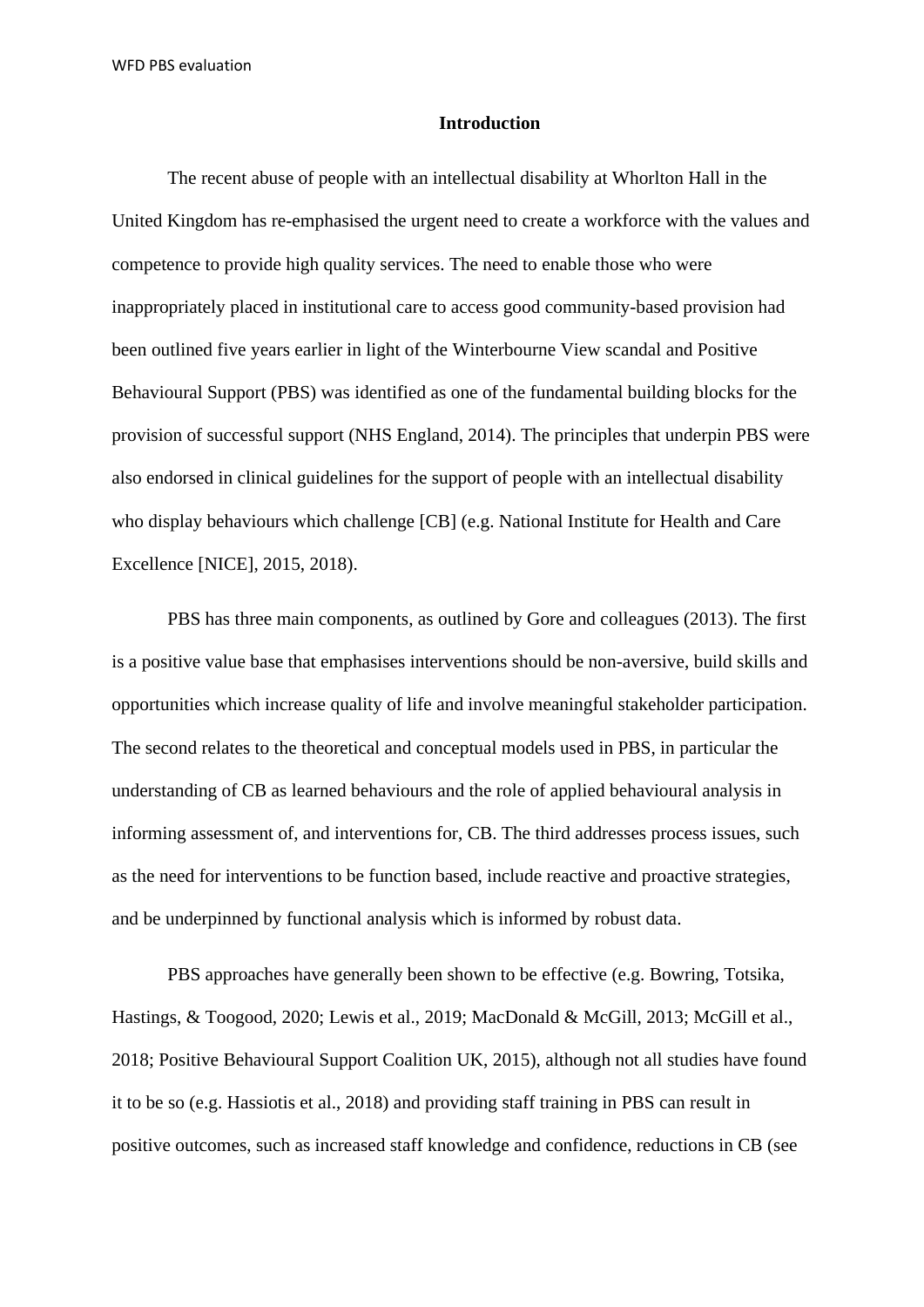## Introduction

The recent abuse of people with an intellectual disability at Whorlton Hall in the United Kingdom has re-emphasised the urgent need to create a workforce with the values and competence to provide high quality services. The need to enable those who were inappropriately placed in institutional care to access good community-based provision had been outlined five years earlier in light of the Winterbourne View scandal and Positive Behavioural Support (PBS) was identified as one of the fundamental building blocks for the provision of successful support (NHS England, 2014). The principles that underpin PBS were also endorsed in clinical guidelines for the support of people with an intellectual disability who display behaviours which challenge [CB] (e.g. National Institute for Health and Care Excellence [NICE], 2015, 2018).

PBS has three main components, as outlined by Gore and colleagues (2013). The first is a positive value base that emphasises interventions should be non-aversive, build skills and opportunities which increase quality of life and involve meaningful stakeholder participation. The second relates to the theoretical and conceptual models used in PBS, in particular the understanding of CB as learned behaviours and the role of applied behavioural analysis in informing assessment of, and interventions for, CB. The third addresses process issues, such as the need for interventions to be function based, include reactive and proactive strategies, and be underpinned by functional analysis which is informed by robust data.

PBS approaches have generally been shown to be effective (e.g. Bowring, Totsika, Hastings, & Toogood, 2020; Lewis et al., 2019; MacDonald & McGill, 2013; McGill et al., 2018; Positive Behavioural Support Coalition UK, 2015), although not all studies have found it to be so (e.g. Hassiotis et al., 2018) and providing staff training in PBS can result in positive outcomes, such as increased staff knowledge and confidence, reductions in CB (see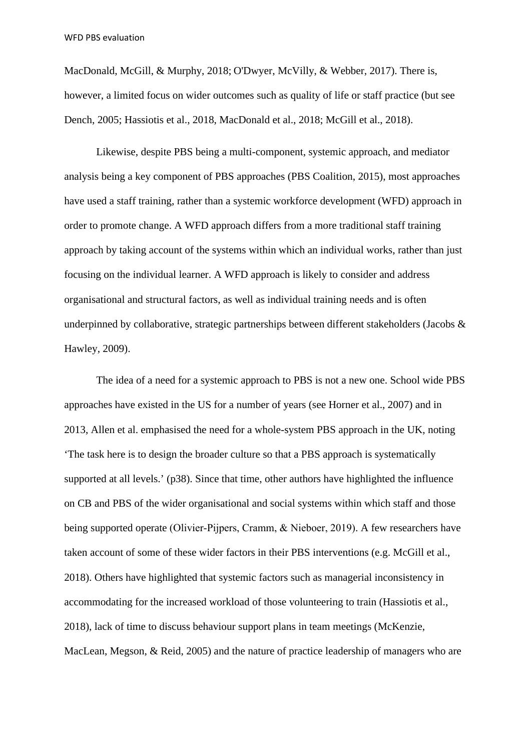MacDonald, McGill, & Murphy, 2018; O'Dwyer, McVilly, & Webber, 2017). There is, however, a limited focus on wider outcomes such as quality of life or staff practice (but see Dench, 2005; Hassiotis et al., 2018, MacDonald et al., 2018; McGill et al., 2018).

Likewise, despite PBS being a multi-component, systemic approach, and mediator analysis being a key component of PBS approaches (PBS Coalition, 2015), most approaches have used a staff training, rather than a systemic workforce development (WFD) approach in order to promote change. A WFD approach differs from a more traditional staff training approach by taking account of the systems within which an individual works, rather than just focusing on the individual learner. A WFD approach is likely to consider and address organisational and structural factors, as well as individual training needs and is often underpinned by collaborative, strategic partnerships between different stakeholders (Jacobs & Hawley, 2009).

The idea of a need for a systemic approach to PBS is not a new one. School wide PBS approaches have existed in the US for a number of years (see Horner et al., 2007) and in 2013, Allen et al. emphasised the need for a whole-system PBS approach in the UK, noting 'The task here is to design the broader culture so that a PBS approach is systematically supported at all levels.' (p38). Since that time, other authors have highlighted the influence on CB and PBS of the wider organisational and social systems within which staff and those being supported operate (Olivier-Pijpers, Cramm, & Nieboer, 2019). A few researchers have taken account of some of these wider factors in their PBS interventions (e.g. McGill et al., 2018). Others have highlighted that systemic factors such as managerial inconsistency in accommodating for the increased workload of those volunteering to train (Hassiotis et al., 2018), lack of time to discuss behaviour support plans in team meetings (McKenzie, MacLean, Megson, & Reid, 2005) and the nature of practice leadership of managers who are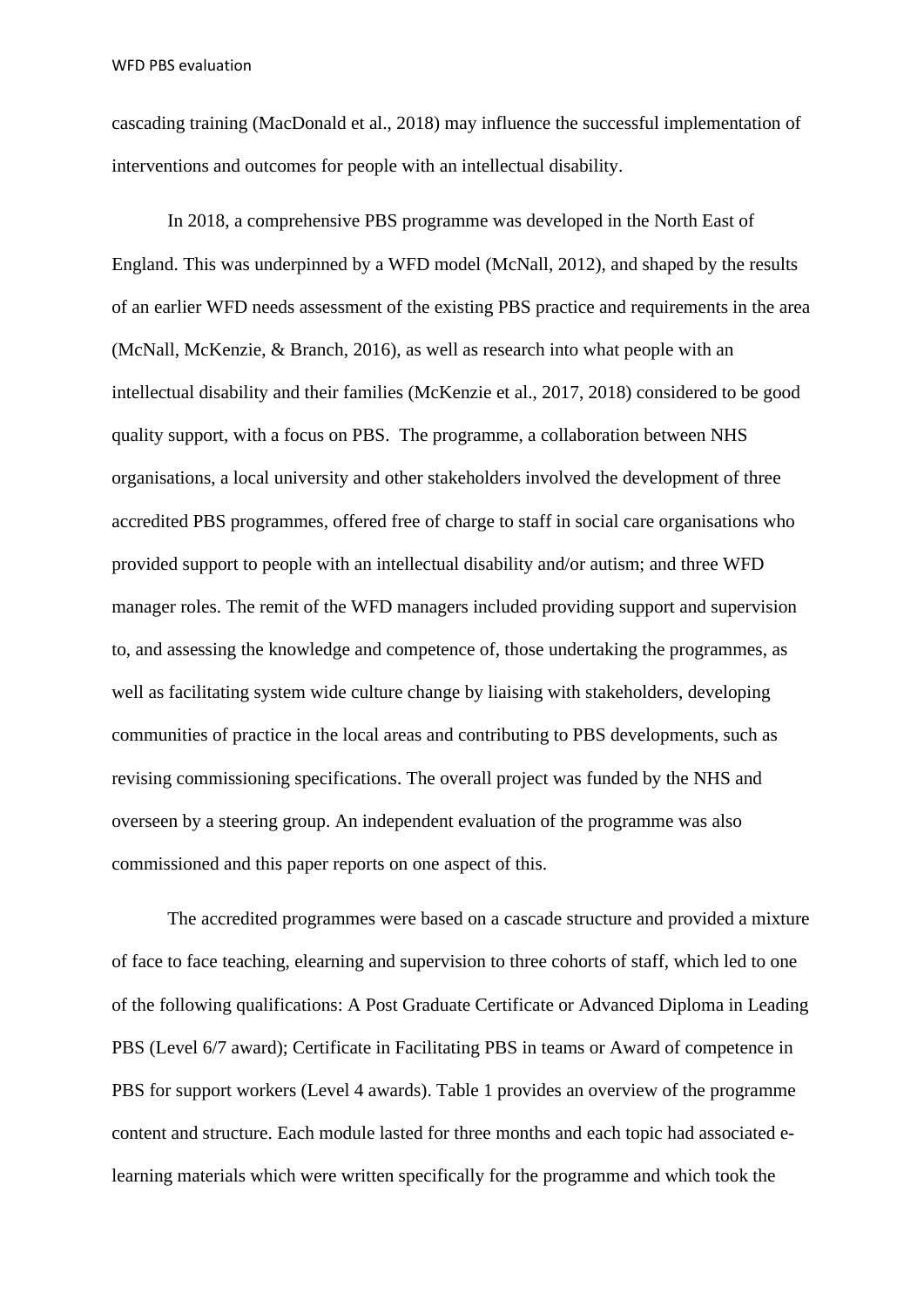cascading training (MacDonald et al., 2018) may influence the successful implementation of interventions and outcomes for people with an intellectual disability.

In 2018, a comprehensive PBS programme was developed in the North East of England. This was underpinned by a WFD model (McNall, 2012), and shaped by the results of an earlier WFD needs assessment of the existing PBS practice and requirements in the area (McNall, McKenzie, & Branch, 2016), as well as research into what people with an intellectual disability and their families (McKenzie et al., 2017, 2018) considered to be good quality support, with a focus on PBS. The programme, a collaboration between NHS organisations, a local university and other stakeholders involved the development of three accredited PBS programmes, offered free of charge to staff in social care organisations who provided support to people with an intellectual disability and/or autism; and three WFD manager roles. The remit of the WFD managers included providing support and supervision to, and assessing the knowledge and competence of, those undertaking the programmes, as well as facilitating system wide culture change by liaising with stakeholders, developing communities of practice in the local areas and contributing to PBS developments, such as revising commissioning specifications. The overall project was funded by the NHS and overseen by a steering group. An independent evaluation of the programme was also commissioned and this paper reports on one aspect of this.

The accredited programmes were based on a cascade structure and provided a mixture of face to face teaching, elearning and supervision to three cohorts of staff, which led to one of the following qualifications: A Post Graduate Certificate or Advanced Diploma in Leading PBS (Level 6/7 award); Certificate in Facilitating PBS in teams or Award of competence in PBS for support workers (Level 4 awards). Table 1 provides an overview of the programme content and structure. Each module lasted for three months and each topic had associated e-learning materials which were written specifically for the programme and which took the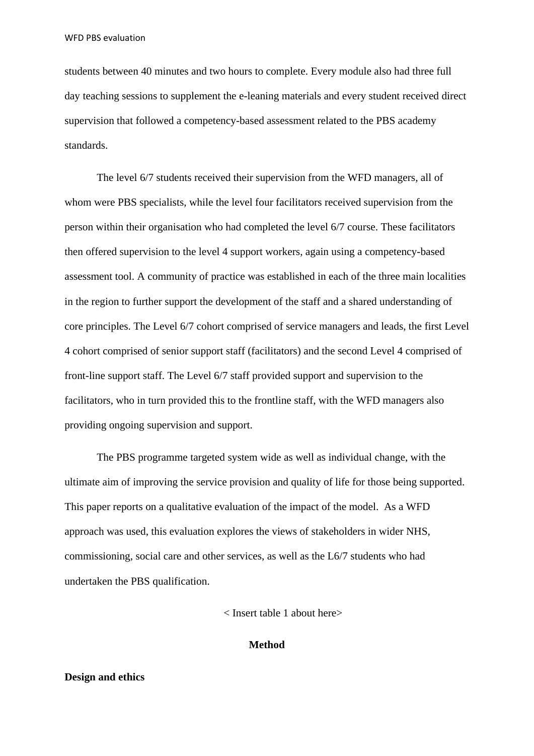students between 40 minutes and two hours to complete. Every module also had three full day teaching sessions to supplement the e-leaning materials and every student received direct supervision that followed a competency-based assessment related to the PBS academy standards.

The level 6/7 students received their supervision from the WFD managers, all of whom were PBS specialists, while the level four facilitators received supervision from the person within their organisation who had completed the level 6/7 course. These facilitators then offered supervision to the level 4 support workers, again using a competency-based assessment tool. A community of practice was established in each of the three main localities in the region to further support the development of the staff and a shared understanding of core principles. The Level 6/7 cohort comprised of service managers and leads, the first Level 4 cohort comprised of senior support staff (facilitators) and the second Level 4 comprised of front-line support staff. The Level 6/7 staff provided support and supervision to the facilitators, who in turn provided this to the frontline staff, with the WFD managers also providing ongoing supervision and support.

The PBS programme targeted system wide as well as individual change, with the ultimate aim of improving the service provision and quality of life for those being supported. This paper reports on a qualitative evaluation of the impact of the model. As a WFD approach was used, this evaluation explores the views of stakeholders in wider NHS, commissioning, social care and other services, as well as the L6/7 students who had undertaken the PBS qualification.

< Insert table 1 about here>

## Method

### Design and ethics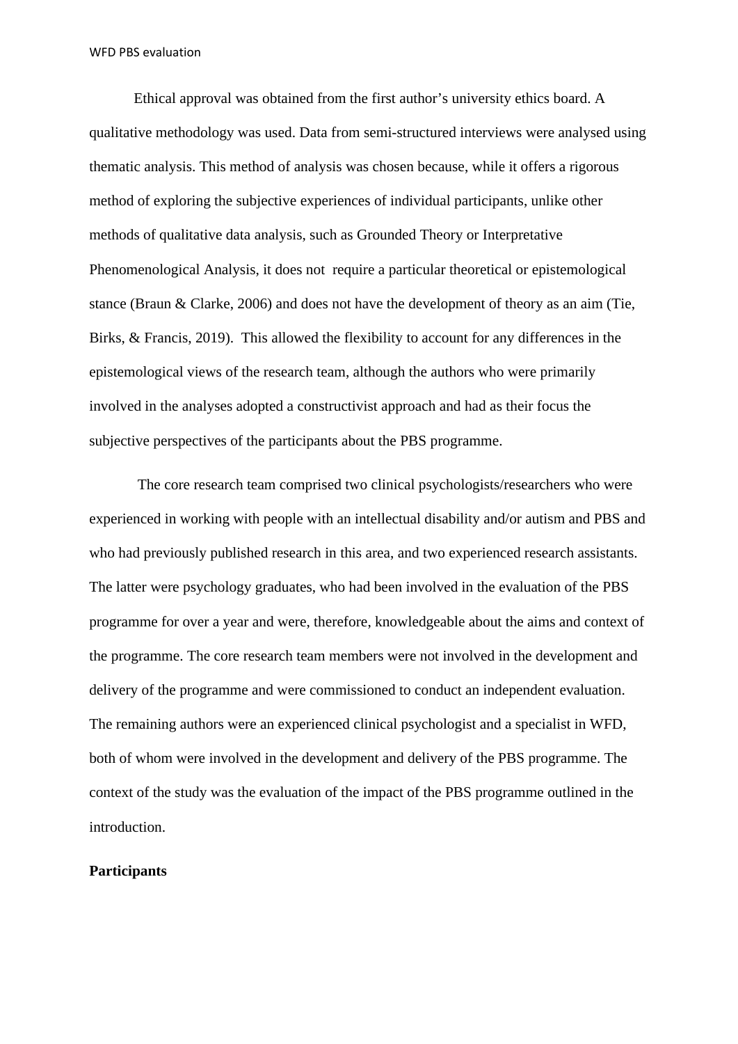Ethical approval was obtained from the first author's university ethics board. A qualitative methodology was used. Data from semi-structured interviews were analysed using thematic analysis. This method of analysis was chosen because, while it offers a rigorous method of exploring the subjective experiences of individual participants, unlike other methods of qualitative data analysis, such as Grounded Theory or Interpretative Phenomenological Analysis, it does not require a particular theoretical or epistemological stance (Braun & Clarke, 2006) and does not have the development of theory as an aim (Tie, Birks, & Francis, 2019). This allowed the flexibility to account for any differences in the epistemological views of the research team, although the authors who were primarily involved in the analyses adopted a constructivist approach and had as their focus the subjective perspectives of the participants about the PBS programme.

The core research team comprised two clinical psychologists/researchers who were experienced in working with people with an intellectual disability and/or autism and PBS and who had previously published research in this area, and two experienced research assistants. The latter were psychology graduates, who had been involved in the evaluation of the PBS programme for over a year and were, therefore, knowledgeable about the aims and context of the programme. The core research team members were not involved in the development and delivery of the programme and were commissioned to conduct an independent evaluation. The remaining authors were an experienced clinical psychologist and a specialist in WFD, both of whom were involved in the development and delivery of the PBS programme. The context of the study was the evaluation of the impact of the PBS programme outlined in the introduction.

**Participants**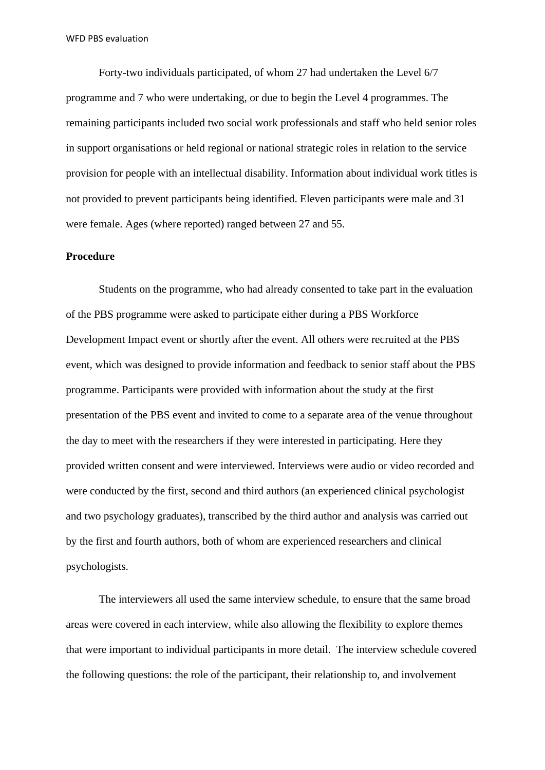Forty-two individuals participated, of whom 27 had undertaken the Level 6/7 programme and 7 who were undertaking, or due to begin the Level 4 programmes. The remaining participants included two social work professionals and staff who held senior roles in support organisations or held regional or national strategic roles in relation to the service provision for people with an intellectual disability. Information about individual work titles is not provided to prevent participants being identified. Eleven participants were male and 31 were female. Ages (where reported) ranged between 27 and 55.

**Procedure**

Students on the programme, who had already consented to take part in the evaluation of the PBS programme were asked to participate either during a PBS Workforce Development Impact event or shortly after the event. All others were recruited at the PBS event, which was designed to provide information and feedback to senior staff about the PBS programme. Participants were provided with information about the study at the first presentation of the PBS event and invited to come to a separate area of the venue throughout the day to meet with the researchers if they were interested in participating. Here they provided written consent and were interviewed. Interviews were audio or video recorded and were conducted by the first, second and third authors (an experienced clinical psychologist and two psychology graduates), transcribed by the third author and analysis was carried out by the first and fourth authors, both of whom are experienced researchers and clinical psychologists.

The interviewers all used the same interview schedule, to ensure that the same broad areas were covered in each interview, while also allowing the flexibility to explore themes that were important to individual participants in more detail. The interview schedule covered the following questions: the role of the participant, their relationship to, and involvement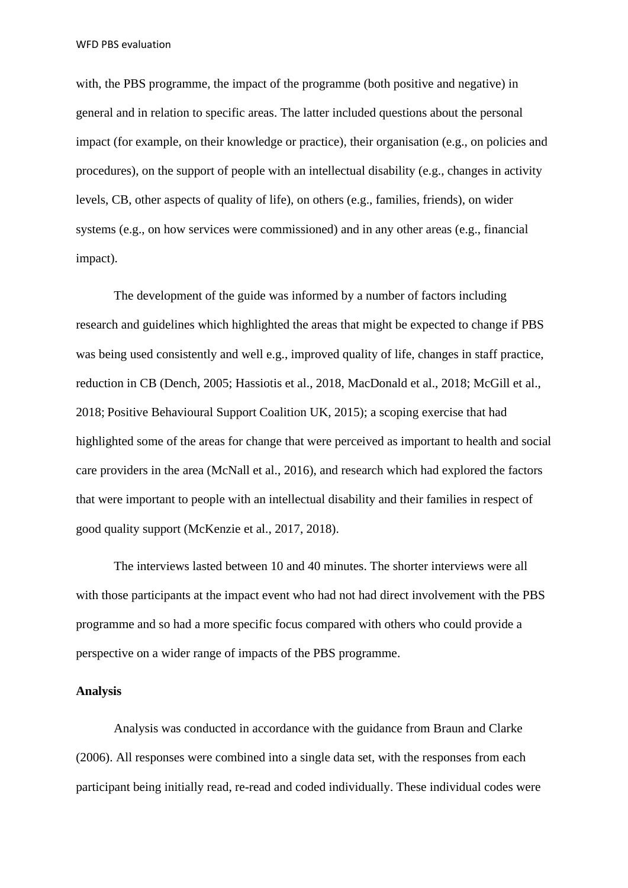with, the PBS programme, the impact of the programme (both positive and negative) in general and in relation to specific areas. The latter included questions about the personal impact (for example, on their knowledge or practice), their organisation (e.g., on policies and procedures), on the support of people with an intellectual disability (e.g., changes in activity levels, CB, other aspects of quality of life), on others (e.g., families, friends), on wider systems (e.g., on how services were commissioned) and in any other areas (e.g., financial impact).

The development of the guide was informed by a number of factors including research and guidelines which highlighted the areas that might be expected to change if PBS was being used consistently and well e.g., improved quality of life, changes in staff practice, reduction in CB (Dench, 2005; Hassiotis et al., 2018, MacDonald et al., 2018; McGill et al., 2018; Positive Behavioural Support Coalition UK, 2015); a scoping exercise that had highlighted some of the areas for change that were perceived as important to health and social care providers in the area (McNall et al., 2016), and research which had explored the factors that were important to people with an intellectual disability and their families in respect of good quality support (McKenzie et al., 2017, 2018).

The interviews lasted between 10 and 40 minutes. The shorter interviews were all with those participants at the impact event who had not had direct involvement with the PBS programme and so had a more specific focus compared with others who could provide a perspective on a wider range of impacts of the PBS programme.

**Analysis**

Analysis was conducted in accordance with the guidance from Braun and Clarke (2006). All responses were combined into a single data set, with the responses from each participant being initially read, re-read and coded individually. These individual codes were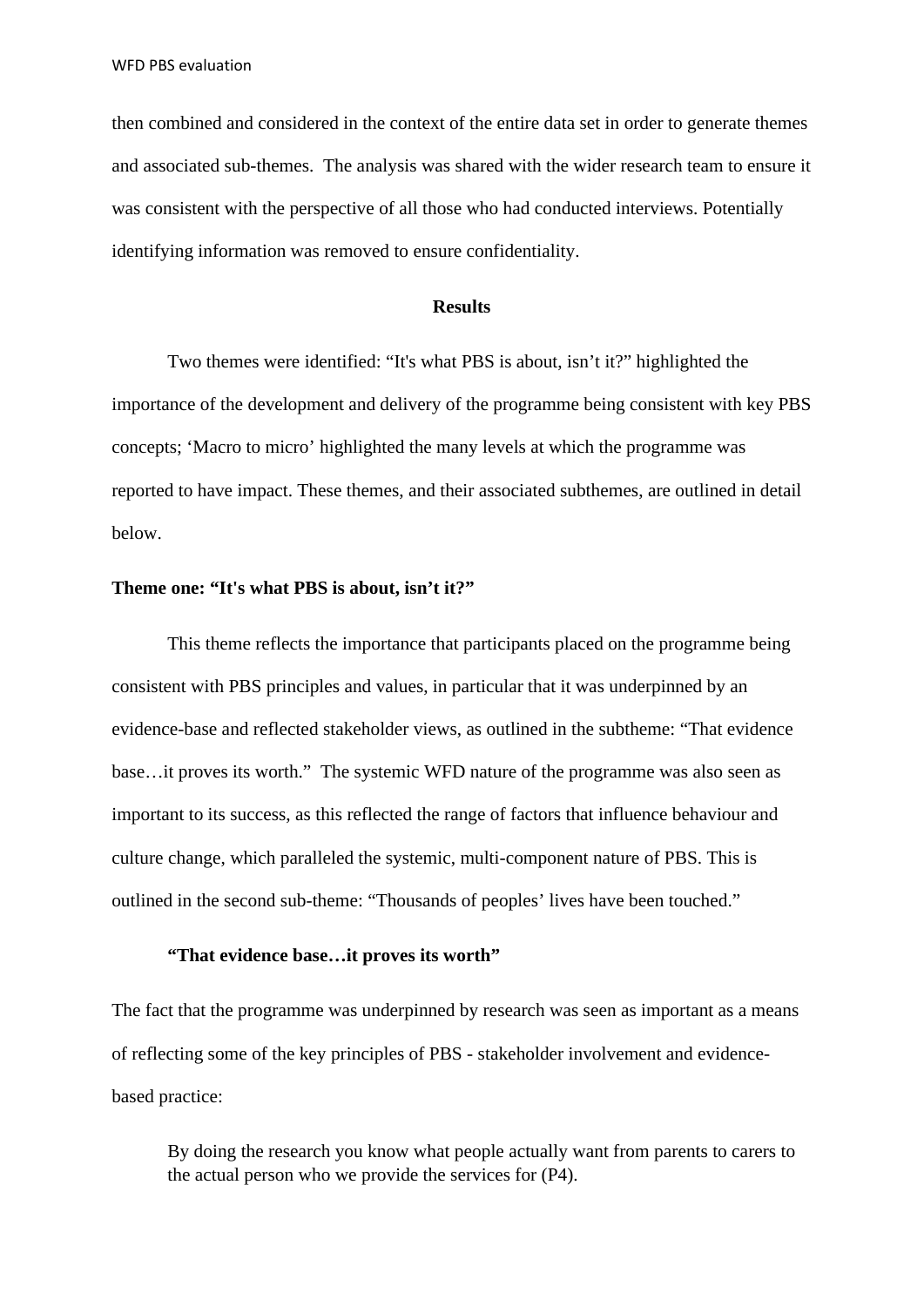then combined and considered in the context of the entire data set in order to generate themes and associated sub-themes. The analysis was shared with the wider research team to ensure it was consistent with the perspective of all those who had conducted interviews. Potentially identifying information was removed to ensure confidentiality.

## Results

Two themes were identified: "It's what PBS is about, isn't it?" highlighted the importance of the development and delivery of the programme being consistent with key PBS concepts; 'Macro to micro' highlighted the many levels at which the programme was reported to have impact. These themes, and their associated subthemes, are outlined in detail below.

### Theme one: "It's what PBS is about, isn't it?"

This theme reflects the importance that participants placed on the programme being consistent with PBS principles and values, in particular that it was underpinned by an evidence-base and reflected stakeholder views, as outlined in the subtheme: "That evidence base…it proves its worth." The systemic WFD nature of the programme was also seen as important to its success, as this reflected the range of factors that influence behaviour and culture change, which paralleled the systemic, multi-component nature of PBS. This is outlined in the second sub-theme: "Thousands of peoples' lives have been touched."

#### "That evidence base…it proves its worth"

The fact that the programme was underpinned by research was seen as important as a means of reflecting some of the key principles of PBS - stakeholder involvement and evidence-based practice:

> By doing the research you know what people actually want from parents to carers to the actual person who we provide the services for (P4).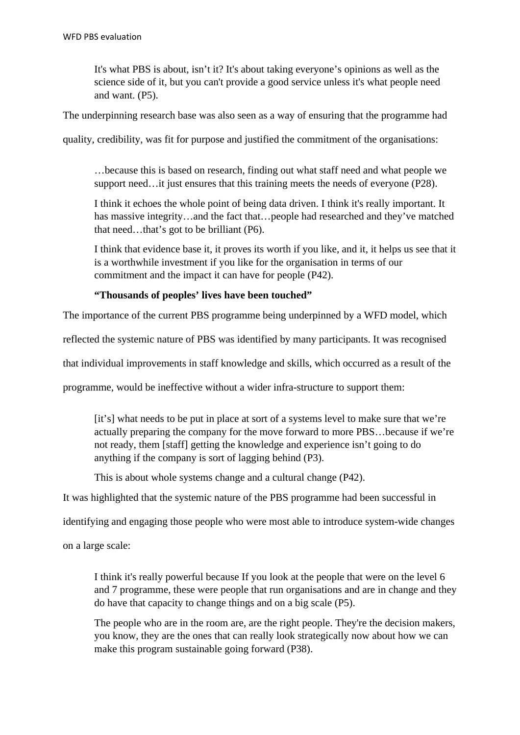> It's what PBS is about, isn't it? It's about taking everyone's opinions as well as the science side of it, but you can't provide a good service unless it's what people need and want. (P5).

The underpinning research base was also seen as a way of ensuring that the programme had quality, credibility, was fit for purpose and justified the commitment of the organisations:

> …because this is based on research, finding out what staff need and what people we support need…it just ensures that this training meets the needs of everyone (P28).
>
> I think it echoes the whole point of being data driven. I think it's really important. It has massive integrity…and the fact that…people had researched and they've matched that need…that's got to be brilliant (P6).
>
> I think that evidence base it, it proves its worth if you like, and it, it helps us see that it is a worthwhile investment if you like for the organisation in terms of our commitment and the impact it can have for people (P42).

**"Thousands of peoples' lives have been touched"**

The importance of the current PBS programme being underpinned by a WFD model, which reflected the systemic nature of PBS was identified by many participants. It was recognised that individual improvements in staff knowledge and skills, which occurred as a result of the programme, would be ineffective without a wider infra-structure to support them:

> [it's] what needs to be put in place at sort of a systems level to make sure that we're actually preparing the company for the move forward to more PBS…because if we're not ready, them [staff] getting the knowledge and experience isn't going to do anything if the company is sort of lagging behind (P3).
>
> This is about whole systems change and a cultural change (P42).

It was highlighted that the systemic nature of the PBS programme had been successful in identifying and engaging those people who were most able to introduce system-wide changes on a large scale:

> I think it's really powerful because If you look at the people that were on the level 6 and 7 programme, these were people that run organisations and are in change and they do have that capacity to change things and on a big scale (P5).
>
> The people who are in the room are, are the right people. They're the decision makers, you know, they are the ones that can really look strategically now about how we can make this program sustainable going forward (P38).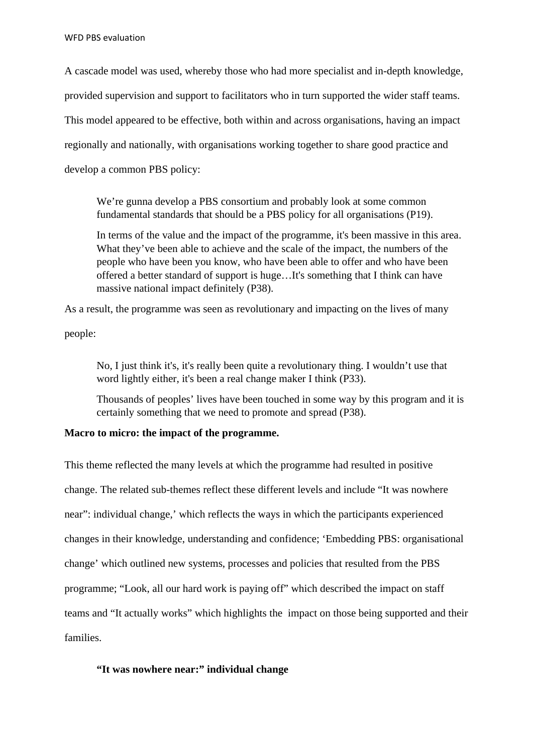A cascade model was used, whereby those who had more specialist and in-depth knowledge, provided supervision and support to facilitators who in turn supported the wider staff teams. This model appeared to be effective, both within and across organisations, having an impact regionally and nationally, with organisations working together to share good practice and develop a common PBS policy:

> We're gunna develop a PBS consortium and probably look at some common fundamental standards that should be a PBS policy for all organisations (P19).
>
> In terms of the value and the impact of the programme, it's been massive in this area. What they've been able to achieve and the scale of the impact, the numbers of the people who have been you know, who have been able to offer and who have been offered a better standard of support is huge…It's something that I think can have massive national impact definitely (P38).

As a result, the programme was seen as revolutionary and impacting on the lives of many people:

> No, I just think it's, it's really been quite a revolutionary thing. I wouldn't use that word lightly either, it's been a real change maker I think (P33).
>
> Thousands of peoples' lives have been touched in some way by this program and it is certainly something that we need to promote and spread (P38).

**Macro to micro: the impact of the programme.**

This theme reflected the many levels at which the programme had resulted in positive change. The related sub-themes reflect these different levels and include "It was nowhere near": individual change,' which reflects the ways in which the participants experienced changes in their knowledge, understanding and confidence; 'Embedding PBS: organisational change' which outlined new systems, processes and policies that resulted from the PBS programme; "Look, all our hard work is paying off" which described the impact on staff teams and "It actually works" which highlights the impact on those being supported and their families.

**"It was nowhere near:" individual change**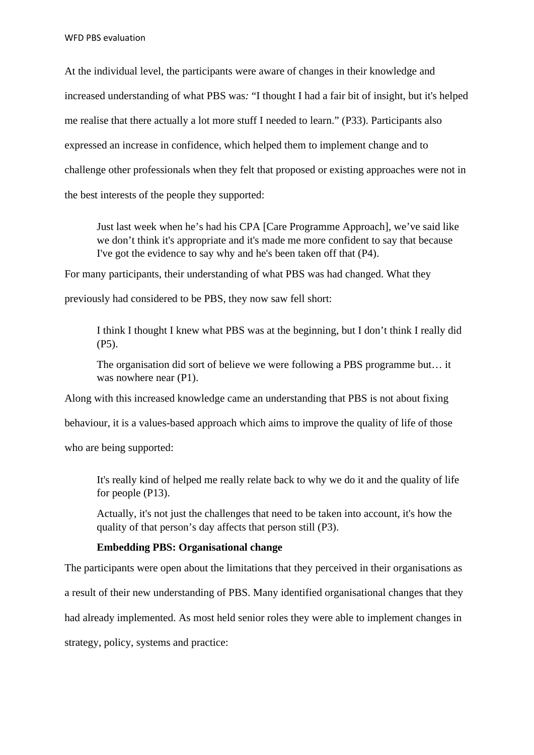At the individual level, the participants were aware of changes in their knowledge and increased understanding of what PBS was: "I thought I had a fair bit of insight, but it's helped me realise that there actually a lot more stuff I needed to learn." (P33). Participants also expressed an increase in confidence, which helped them to implement change and to challenge other professionals when they felt that proposed or existing approaches were not in the best interests of the people they supported:

> Just last week when he's had his CPA [Care Programme Approach], we've said like we don't think it's appropriate and it's made me more confident to say that because I've got the evidence to say why and he's been taken off that (P4).

For many participants, their understanding of what PBS was had changed. What they previously had considered to be PBS, they now saw fell short:

> I think I thought I knew what PBS was at the beginning, but I don't think I really did (P5).
>
> The organisation did sort of believe we were following a PBS programme but… it was nowhere near (P1).

Along with this increased knowledge came an understanding that PBS is not about fixing behaviour, it is a values-based approach which aims to improve the quality of life of those who are being supported:

> It's really kind of helped me really relate back to why we do it and the quality of life for people (P13).
>
> Actually, it's not just the challenges that need to be taken into account, it's how the quality of that person's day affects that person still (P3).

**Embedding PBS: Organisational change**

The participants were open about the limitations that they perceived in their organisations as a result of their new understanding of PBS. Many identified organisational changes that they had already implemented. As most held senior roles they were able to implement changes in strategy, policy, systems and practice: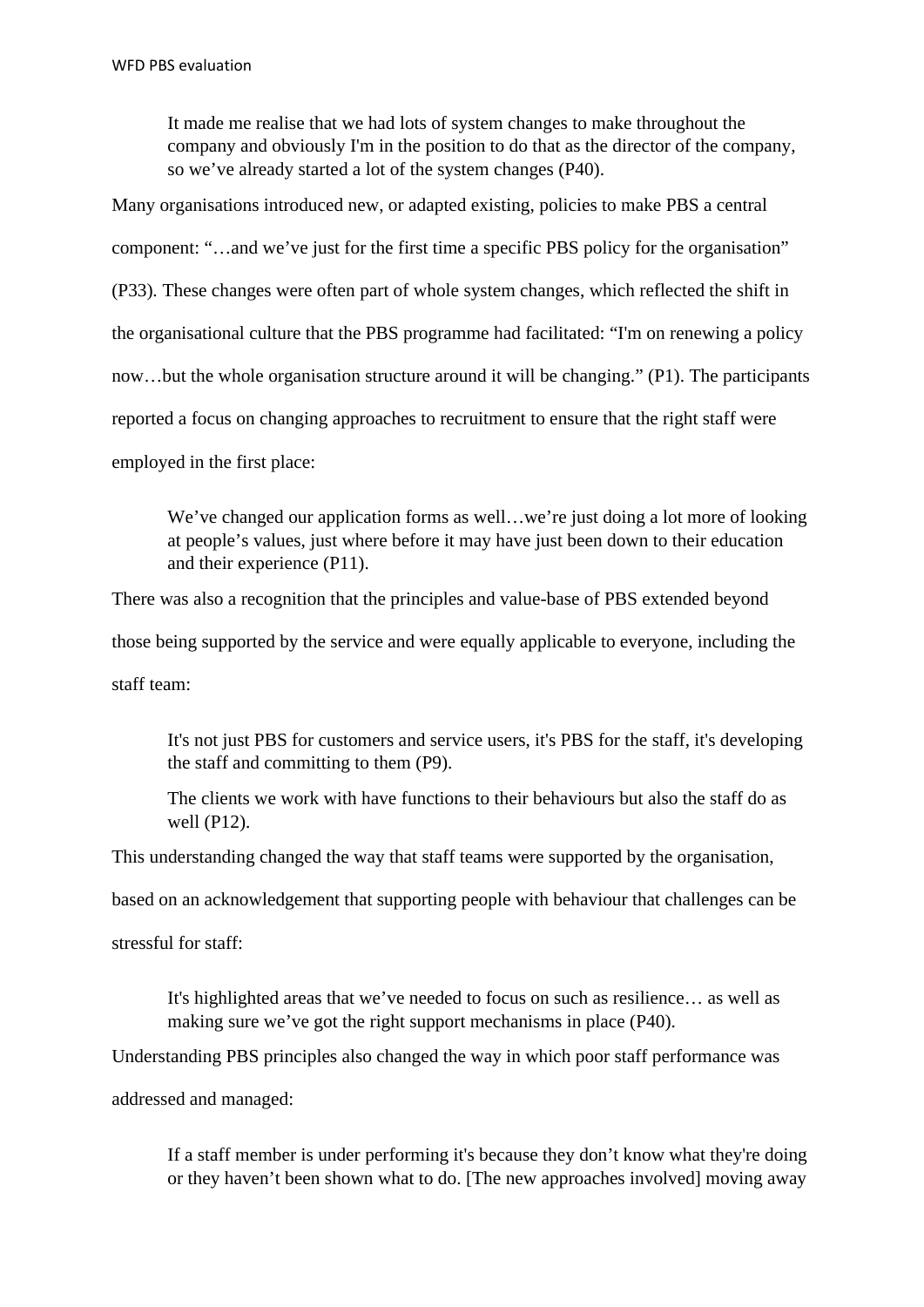> It made me realise that we had lots of system changes to make throughout the company and obviously I'm in the position to do that as the director of the company, so we've already started a lot of the system changes (P40).

Many organisations introduced new, or adapted existing, policies to make PBS a central component: "…and we've just for the first time a specific PBS policy for the organisation" (P33). These changes were often part of whole system changes, which reflected the shift in the organisational culture that the PBS programme had facilitated: "I'm on renewing a policy now…but the whole organisation structure around it will be changing." (P1). The participants reported a focus on changing approaches to recruitment to ensure that the right staff were employed in the first place:

> We've changed our application forms as well…we're just doing a lot more of looking at people's values, just where before it may have just been down to their education and their experience (P11).

There was also a recognition that the principles and value-base of PBS extended beyond those being supported by the service and were equally applicable to everyone, including the staff team:

> It's not just PBS for customers and service users, it's PBS for the staff, it's developing the staff and committing to them (P9).
>
> The clients we work with have functions to their behaviours but also the staff do as well (P12).

This understanding changed the way that staff teams were supported by the organisation, based on an acknowledgement that supporting people with behaviour that challenges can be stressful for staff:

> It's highlighted areas that we've needed to focus on such as resilience… as well as making sure we've got the right support mechanisms in place (P40).

Understanding PBS principles also changed the way in which poor staff performance was addressed and managed:

> If a staff member is under performing it's because they don't know what they're doing or they haven't been shown what to do. [The new approaches involved] moving away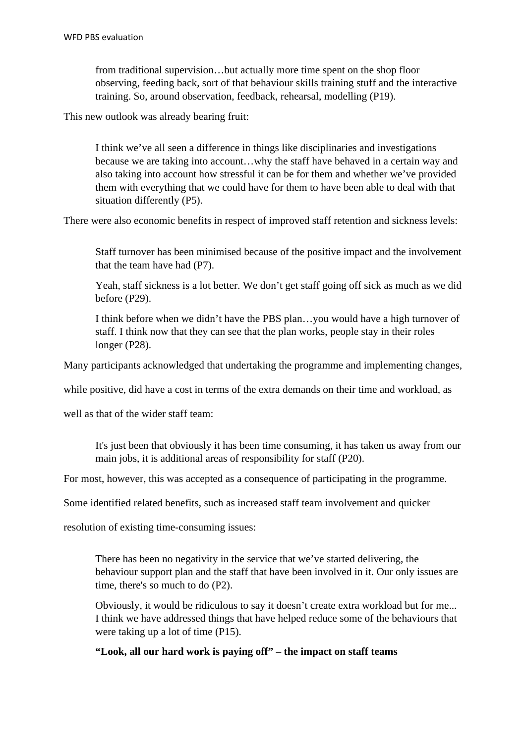> from traditional supervision…but actually more time spent on the shop floor observing, feeding back, sort of that behaviour skills training stuff and the interactive training. So, around observation, feedback, rehearsal, modelling (P19).

This new outlook was already bearing fruit:

> I think we've all seen a difference in things like disciplinaries and investigations because we are taking into account…why the staff have behaved in a certain way and also taking into account how stressful it can be for them and whether we've provided them with everything that we could have for them to have been able to deal with that situation differently (P5).

There were also economic benefits in respect of improved staff retention and sickness levels:

> Staff turnover has been minimised because of the positive impact and the involvement that the team have had (P7).
>
> Yeah, staff sickness is a lot better. We don't get staff going off sick as much as we did before (P29).
>
> I think before when we didn't have the PBS plan…you would have a high turnover of staff. I think now that they can see that the plan works, people stay in their roles longer (P28).

Many participants acknowledged that undertaking the programme and implementing changes, while positive, did have a cost in terms of the extra demands on their time and workload, as well as that of the wider staff team:

> It's just been that obviously it has been time consuming, it has taken us away from our main jobs, it is additional areas of responsibility for staff (P20).

For most, however, this was accepted as a consequence of participating in the programme. Some identified related benefits, such as increased staff team involvement and quicker resolution of existing time-consuming issues:

> There has been no negativity in the service that we've started delivering, the behaviour support plan and the staff that have been involved in it. Our only issues are time, there's so much to do (P2).
>
> Obviously, it would be ridiculous to say it doesn't create extra workload but for me... I think we have addressed things that have helped reduce some of the behaviours that were taking up a lot of time (P15).

**"Look, all our hard work is paying off" – the impact on staff teams**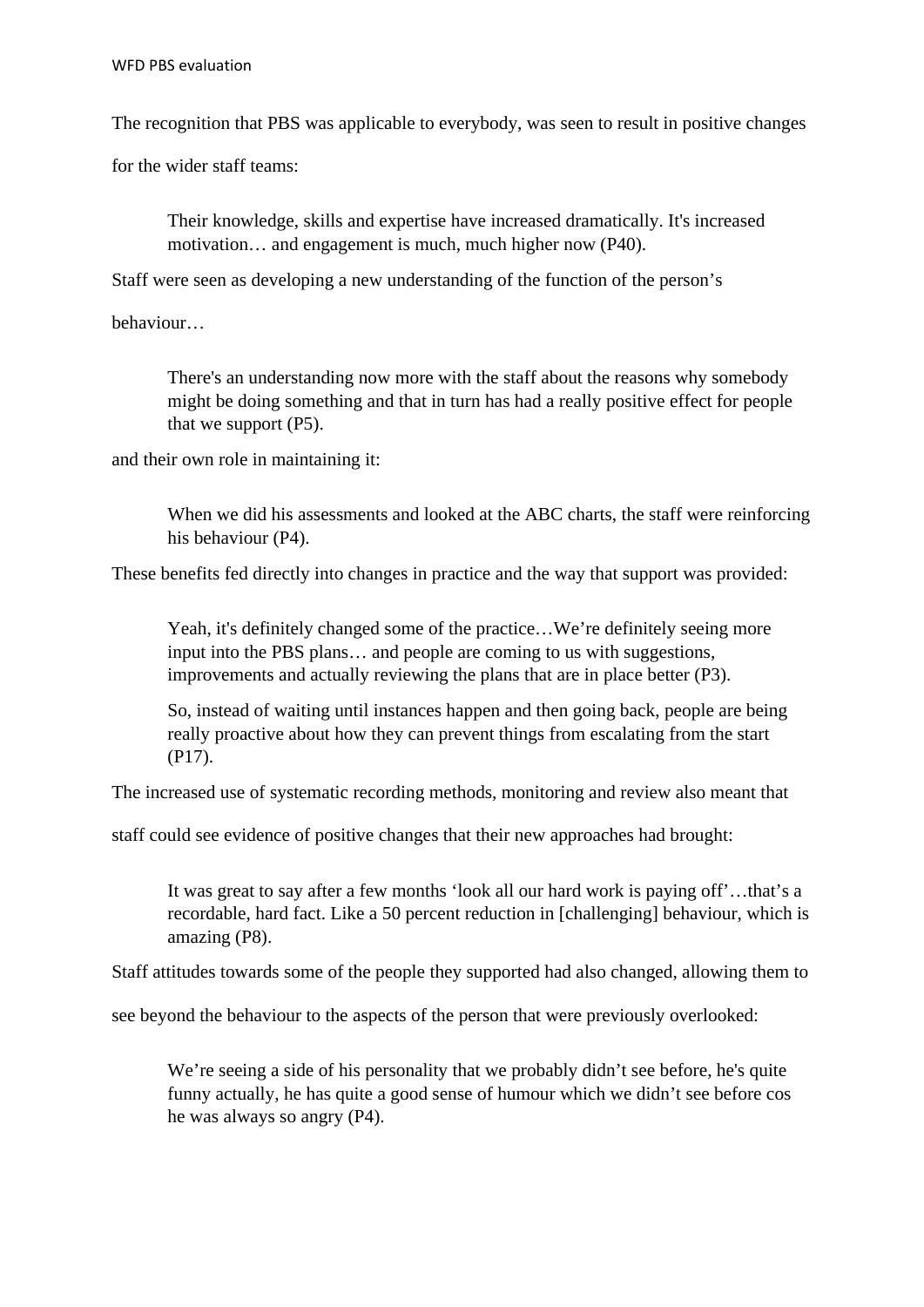The recognition that PBS was applicable to everybody, was seen to result in positive changes for the wider staff teams:

> Their knowledge, skills and expertise have increased dramatically. It's increased motivation… and engagement is much, much higher now (P40).

Staff were seen as developing a new understanding of the function of the person's behaviour…

> There's an understanding now more with the staff about the reasons why somebody might be doing something and that in turn has had a really positive effect for people that we support (P5).

and their own role in maintaining it:

> When we did his assessments and looked at the ABC charts, the staff were reinforcing his behaviour (P4).

These benefits fed directly into changes in practice and the way that support was provided:

> Yeah, it's definitely changed some of the practice…We're definitely seeing more input into the PBS plans… and people are coming to us with suggestions, improvements and actually reviewing the plans that are in place better (P3).
>
> So, instead of waiting until instances happen and then going back, people are being really proactive about how they can prevent things from escalating from the start (P17).

The increased use of systematic recording methods, monitoring and review also meant that staff could see evidence of positive changes that their new approaches had brought:

> It was great to say after a few months 'look all our hard work is paying off'…that's a recordable, hard fact. Like a 50 percent reduction in [challenging] behaviour, which is amazing (P8).

Staff attitudes towards some of the people they supported had also changed, allowing them to see beyond the behaviour to the aspects of the person that were previously overlooked:

> We're seeing a side of his personality that we probably didn't see before, he's quite funny actually, he has quite a good sense of humour which we didn't see before cos he was always so angry (P4).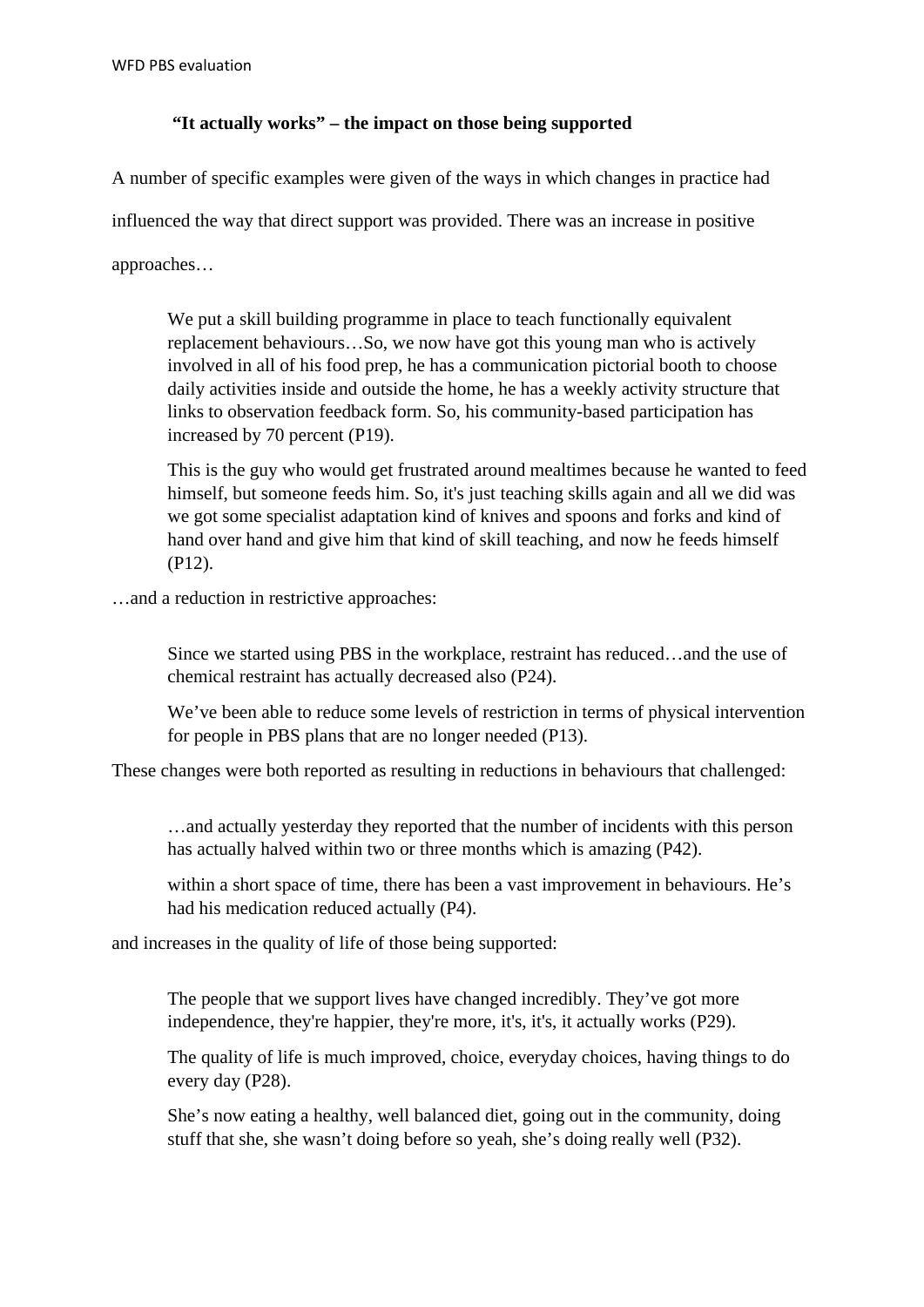### "It actually works" – the impact on those being supported

A number of specific examples were given of the ways in which changes in practice had influenced the way that direct support was provided. There was an increase in positive approaches…

> We put a skill building programme in place to teach functionally equivalent replacement behaviours…So, we now have got this young man who is actively involved in all of his food prep, he has a communication pictorial booth to choose daily activities inside and outside the home, he has a weekly activity structure that links to observation feedback form. So, his community-based participation has increased by 70 percent (P19).
>
> This is the guy who would get frustrated around mealtimes because he wanted to feed himself, but someone feeds him. So, it's just teaching skills again and all we did was we got some specialist adaptation kind of knives and spoons and forks and kind of hand over hand and give him that kind of skill teaching, and now he feeds himself (P12).

…and a reduction in restrictive approaches:

> Since we started using PBS in the workplace, restraint has reduced…and the use of chemical restraint has actually decreased also (P24).
>
> We've been able to reduce some levels of restriction in terms of physical intervention for people in PBS plans that are no longer needed (P13).

These changes were both reported as resulting in reductions in behaviours that challenged:

> …and actually yesterday they reported that the number of incidents with this person has actually halved within two or three months which is amazing (P42).
>
> within a short space of time, there has been a vast improvement in behaviours. He's had his medication reduced actually (P4).

and increases in the quality of life of those being supported:

> The people that we support lives have changed incredibly. They've got more independence, they're happier, they're more, it's, it's, it actually works (P29).
>
> The quality of life is much improved, choice, everyday choices, having things to do every day (P28).
>
> She's now eating a healthy, well balanced diet, going out in the community, doing stuff that she, she wasn't doing before so yeah, she's doing really well (P32).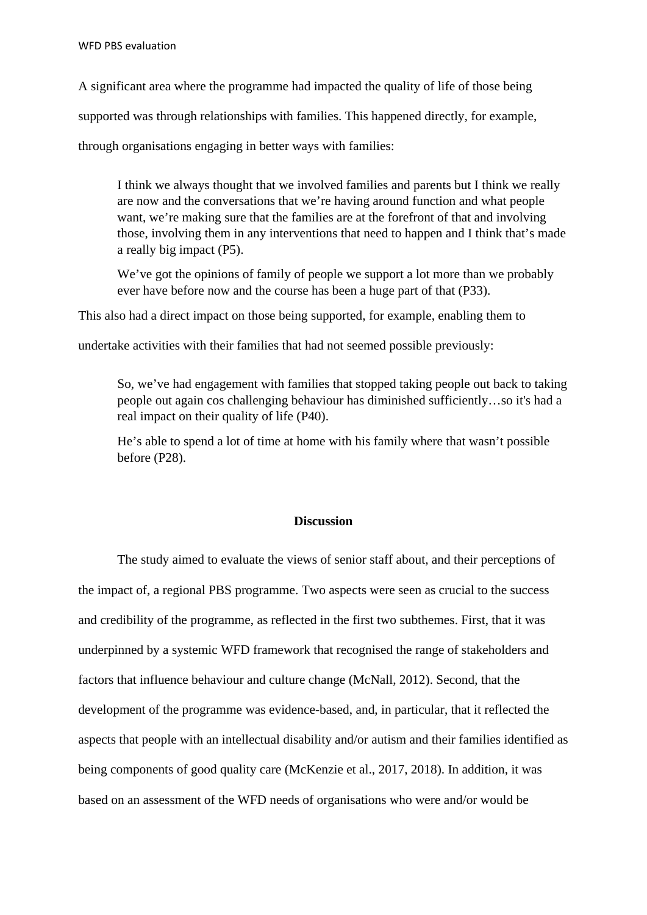A significant area where the programme had impacted the quality of life of those being supported was through relationships with families. This happened directly, for example, through organisations engaging in better ways with families:

> I think we always thought that we involved families and parents but I think we really are now and the conversations that we're having around function and what people want, we're making sure that the families are at the forefront of that and involving those, involving them in any interventions that need to happen and I think that's made a really big impact (P5).
>
> We've got the opinions of family of people we support a lot more than we probably ever have before now and the course has been a huge part of that (P33).

This also had a direct impact on those being supported, for example, enabling them to undertake activities with their families that had not seemed possible previously:

> So, we've had engagement with families that stopped taking people out back to taking people out again cos challenging behaviour has diminished sufficiently…so it's had a real impact on their quality of life (P40).
>
> He's able to spend a lot of time at home with his family where that wasn't possible before (P28).

## Discussion

The study aimed to evaluate the views of senior staff about, and their perceptions of the impact of, a regional PBS programme. Two aspects were seen as crucial to the success and credibility of the programme, as reflected in the first two subthemes. First, that it was underpinned by a systemic WFD framework that recognised the range of stakeholders and factors that influence behaviour and culture change (McNall, 2012). Second, that the development of the programme was evidence-based, and, in particular, that it reflected the aspects that people with an intellectual disability and/or autism and their families identified as being components of good quality care (McKenzie et al., 2017, 2018). In addition, it was based on an assessment of the WFD needs of organisations who were and/or would be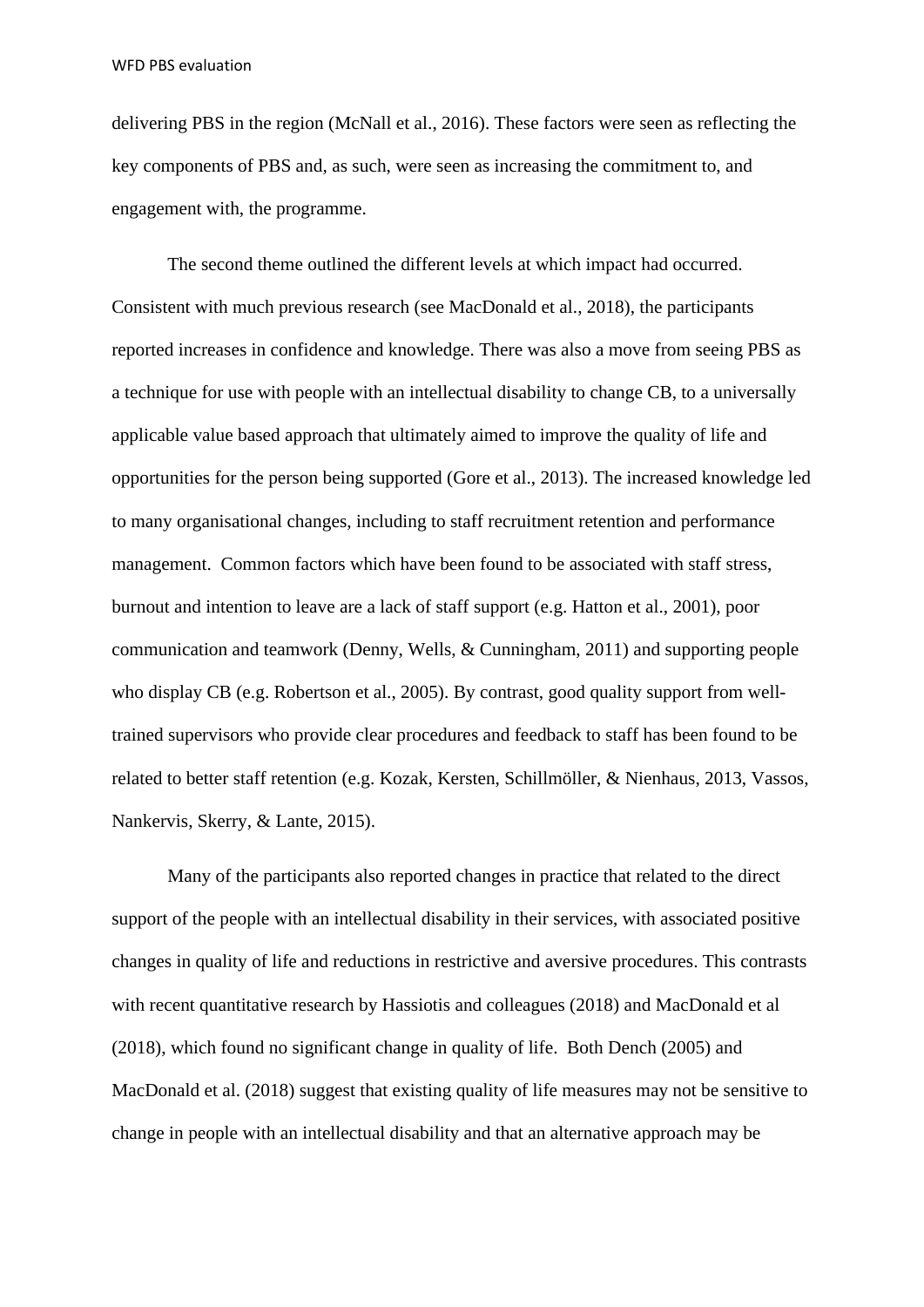delivering PBS in the region (McNall et al., 2016). These factors were seen as reflecting the key components of PBS and, as such, were seen as increasing the commitment to, and engagement with, the programme.

The second theme outlined the different levels at which impact had occurred. Consistent with much previous research (see MacDonald et al., 2018), the participants reported increases in confidence and knowledge. There was also a move from seeing PBS as a technique for use with people with an intellectual disability to change CB, to a universally applicable value based approach that ultimately aimed to improve the quality of life and opportunities for the person being supported (Gore et al., 2013). The increased knowledge led to many organisational changes, including to staff recruitment retention and performance management. Common factors which have been found to be associated with staff stress, burnout and intention to leave are a lack of staff support (e.g. Hatton et al., 2001), poor communication and teamwork (Denny, Wells, & Cunningham, 2011) and supporting people who display CB (e.g. Robertson et al., 2005). By contrast, good quality support from well-trained supervisors who provide clear procedures and feedback to staff has been found to be related to better staff retention (e.g. Kozak, Kersten, Schillmöller, & Nienhaus, 2013, Vassos, Nankervis, Skerry, & Lante, 2015).

Many of the participants also reported changes in practice that related to the direct support of the people with an intellectual disability in their services, with associated positive changes in quality of life and reductions in restrictive and aversive procedures. This contrasts with recent quantitative research by Hassiotis and colleagues (2018) and MacDonald et al (2018), which found no significant change in quality of life. Both Dench (2005) and MacDonald et al. (2018) suggest that existing quality of life measures may not be sensitive to change in people with an intellectual disability and that an alternative approach may be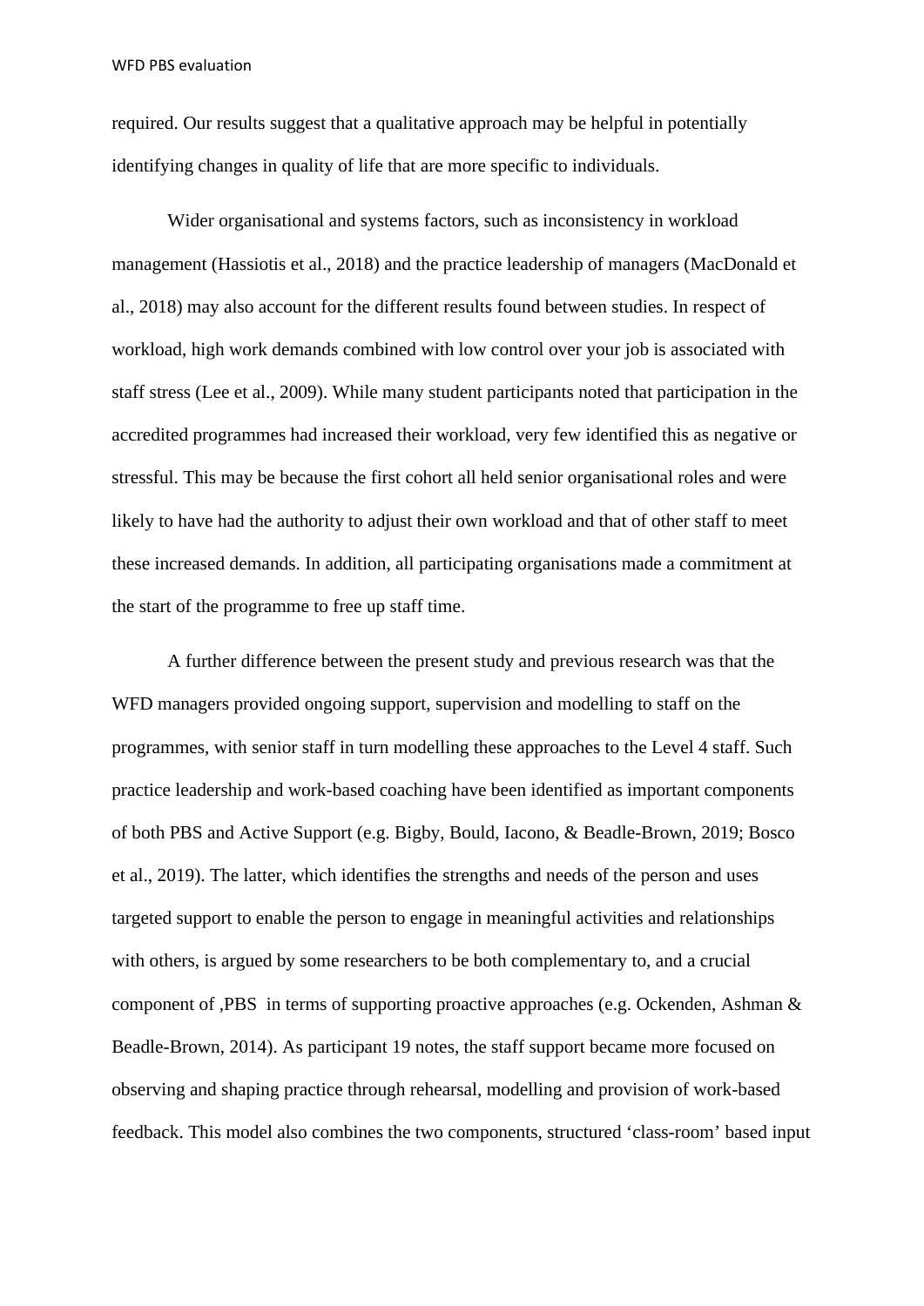required. Our results suggest that a qualitative approach may be helpful in potentially identifying changes in quality of life that are more specific to individuals.

Wider organisational and systems factors, such as inconsistency in workload management (Hassiotis et al., 2018) and the practice leadership of managers (MacDonald et al., 2018) may also account for the different results found between studies. In respect of workload, high work demands combined with low control over your job is associated with staff stress (Lee et al., 2009). While many student participants noted that participation in the accredited programmes had increased their workload, very few identified this as negative or stressful. This may be because the first cohort all held senior organisational roles and were likely to have had the authority to adjust their own workload and that of other staff to meet these increased demands. In addition, all participating organisations made a commitment at the start of the programme to free up staff time.

A further difference between the present study and previous research was that the WFD managers provided ongoing support, supervision and modelling to staff on the programmes, with senior staff in turn modelling these approaches to the Level 4 staff. Such practice leadership and work-based coaching have been identified as important components of both PBS and Active Support (e.g. Bigby, Bould, Iacono, & Beadle-Brown, 2019; Bosco et al., 2019). The latter, which identifies the strengths and needs of the person and uses targeted support to enable the person to engage in meaningful activities and relationships with others, is argued by some researchers to be both complementary to, and a crucial component of ,PBS  in terms of supporting proactive approaches (e.g. Ockenden, Ashman & Beadle-Brown, 2014). As participant 19 notes, the staff support became more focused on observing and shaping practice through rehearsal, modelling and provision of work-based feedback. This model also combines the two components, structured 'class-room' based input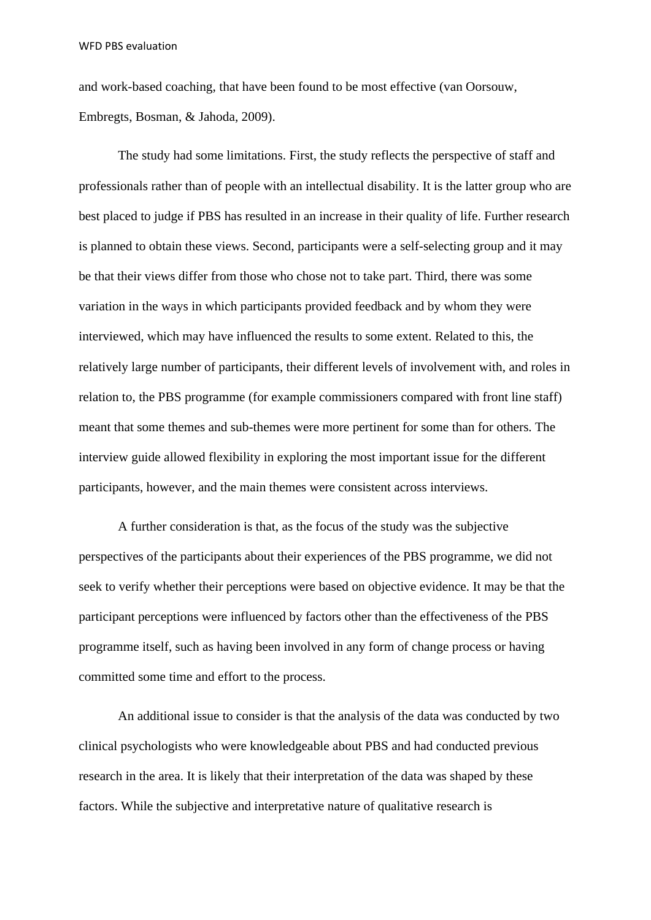and work-based coaching, that have been found to be most effective (van Oorsouw, Embregts, Bosman, & Jahoda, 2009).

The study had some limitations. First, the study reflects the perspective of staff and professionals rather than of people with an intellectual disability. It is the latter group who are best placed to judge if PBS has resulted in an increase in their quality of life. Further research is planned to obtain these views. Second, participants were a self-selecting group and it may be that their views differ from those who chose not to take part. Third, there was some variation in the ways in which participants provided feedback and by whom they were interviewed, which may have influenced the results to some extent. Related to this, the relatively large number of participants, their different levels of involvement with, and roles in relation to, the PBS programme (for example commissioners compared with front line staff) meant that some themes and sub-themes were more pertinent for some than for others. The interview guide allowed flexibility in exploring the most important issue for the different participants, however, and the main themes were consistent across interviews.

A further consideration is that, as the focus of the study was the subjective perspectives of the participants about their experiences of the PBS programme, we did not seek to verify whether their perceptions were based on objective evidence. It may be that the participant perceptions were influenced by factors other than the effectiveness of the PBS programme itself, such as having been involved in any form of change process or having committed some time and effort to the process.

An additional issue to consider is that the analysis of the data was conducted by two clinical psychologists who were knowledgeable about PBS and had conducted previous research in the area. It is likely that their interpretation of the data was shaped by these factors. While the subjective and interpretative nature of qualitative research is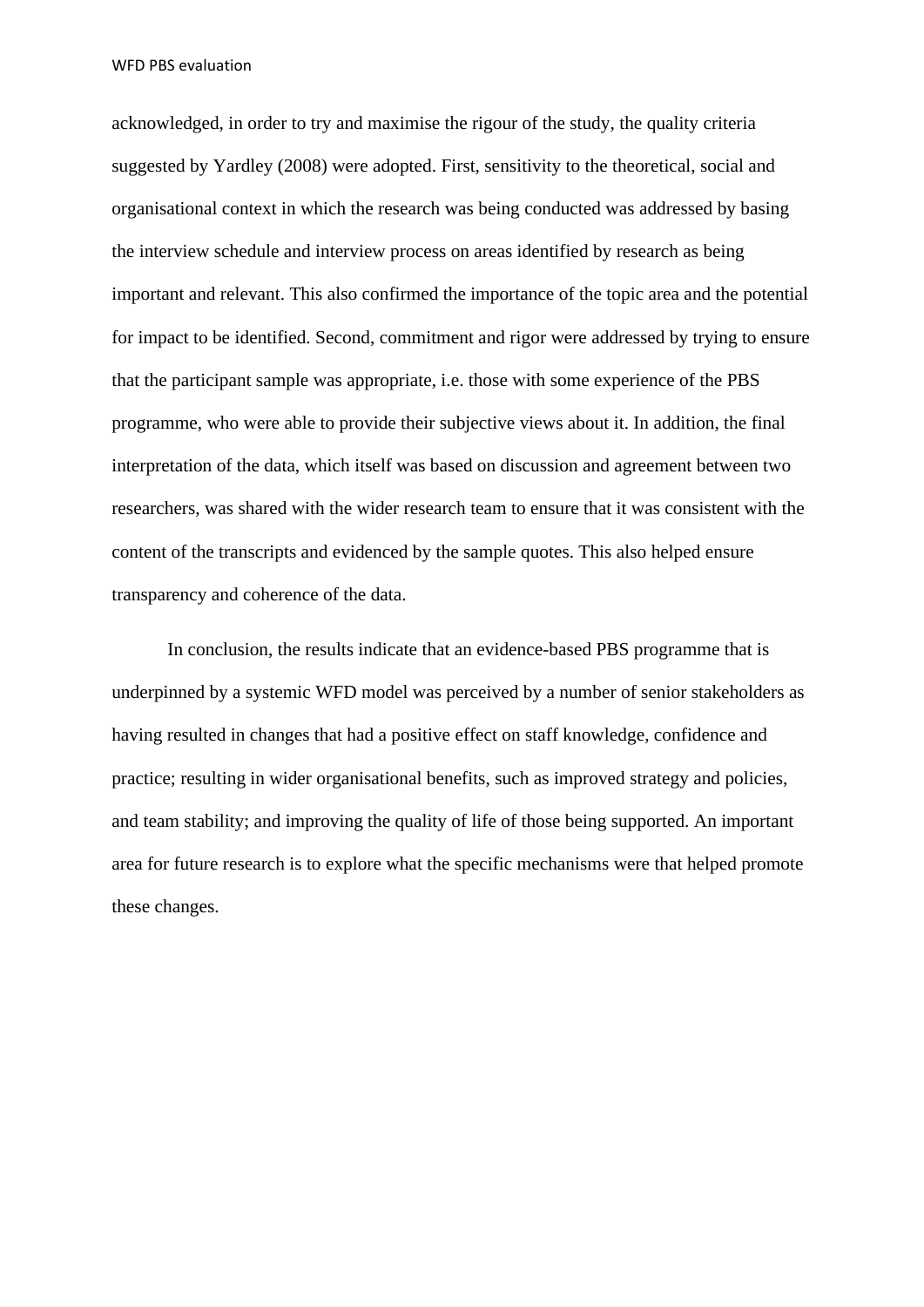acknowledged, in order to try and maximise the rigour of the study, the quality criteria suggested by Yardley (2008) were adopted. First, sensitivity to the theoretical, social and organisational context in which the research was being conducted was addressed by basing the interview schedule and interview process on areas identified by research as being important and relevant. This also confirmed the importance of the topic area and the potential for impact to be identified. Second, commitment and rigor were addressed by trying to ensure that the participant sample was appropriate, i.e. those with some experience of the PBS programme, who were able to provide their subjective views about it. In addition, the final interpretation of the data, which itself was based on discussion and agreement between two researchers, was shared with the wider research team to ensure that it was consistent with the content of the transcripts and evidenced by the sample quotes. This also helped ensure transparency and coherence of the data.

In conclusion, the results indicate that an evidence-based PBS programme that is underpinned by a systemic WFD model was perceived by a number of senior stakeholders as having resulted in changes that had a positive effect on staff knowledge, confidence and practice; resulting in wider organisational benefits, such as improved strategy and policies, and team stability; and improving the quality of life of those being supported. An important area for future research is to explore what the specific mechanisms were that helped promote these changes.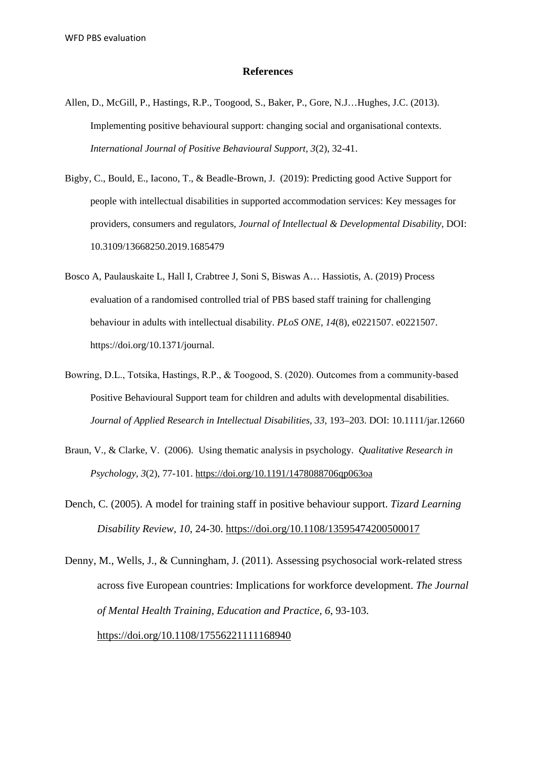# References

Allen, D., McGill, P., Hastings, R.P., Toogood, S., Baker, P., Gore, N.J…Hughes, J.C. (2013). Implementing positive behavioural support: changing social and organisational contexts. *International Journal of Positive Behavioural Support, 3*(2), 32-41.

Bigby, C., Bould, E., Iacono, T., & Beadle-Brown, J. (2019): Predicting good Active Support for people with intellectual disabilities in supported accommodation services: Key messages for providers, consumers and regulators, *Journal of Intellectual & Developmental Disability*, DOI: 10.3109/13668250.2019.1685479

Bosco A, Paulauskaite L, Hall I, Crabtree J, Soni S, Biswas A… Hassiotis, A. (2019) Process evaluation of a randomised controlled trial of PBS based staff training for challenging behaviour in adults with intellectual disability. *PLoS ONE, 14*(8), e0221507. e0221507. https://doi.org/10.1371/journal.

Bowring, D.L., Totsika, Hastings, R.P., & Toogood, S. (2020). Outcomes from a community-based Positive Behavioural Support team for children and adults with developmental disabilities. *Journal of Applied Research in Intellectual Disabilities, 33*, 193–203. DOI: 10.1111/jar.12660

Braun, V., & Clarke, V. (2006). Using thematic analysis in psychology. *Qualitative Research in Psychology, 3*(2), 77-101. https://doi.org/10.1191/1478088706qp063oa

Dench, C. (2005). A model for training staff in positive behaviour support. *Tizard Learning Disability Review, 10*, 24-30. https://doi.org/10.1108/13595474200500017

Denny, M., Wells, J., & Cunningham, J. (2011). Assessing psychosocial work-related stress across five European countries: Implications for workforce development. *The Journal of Mental Health Training, Education and Practice, 6*, 93-103. https://doi.org/10.1108/17556221111168940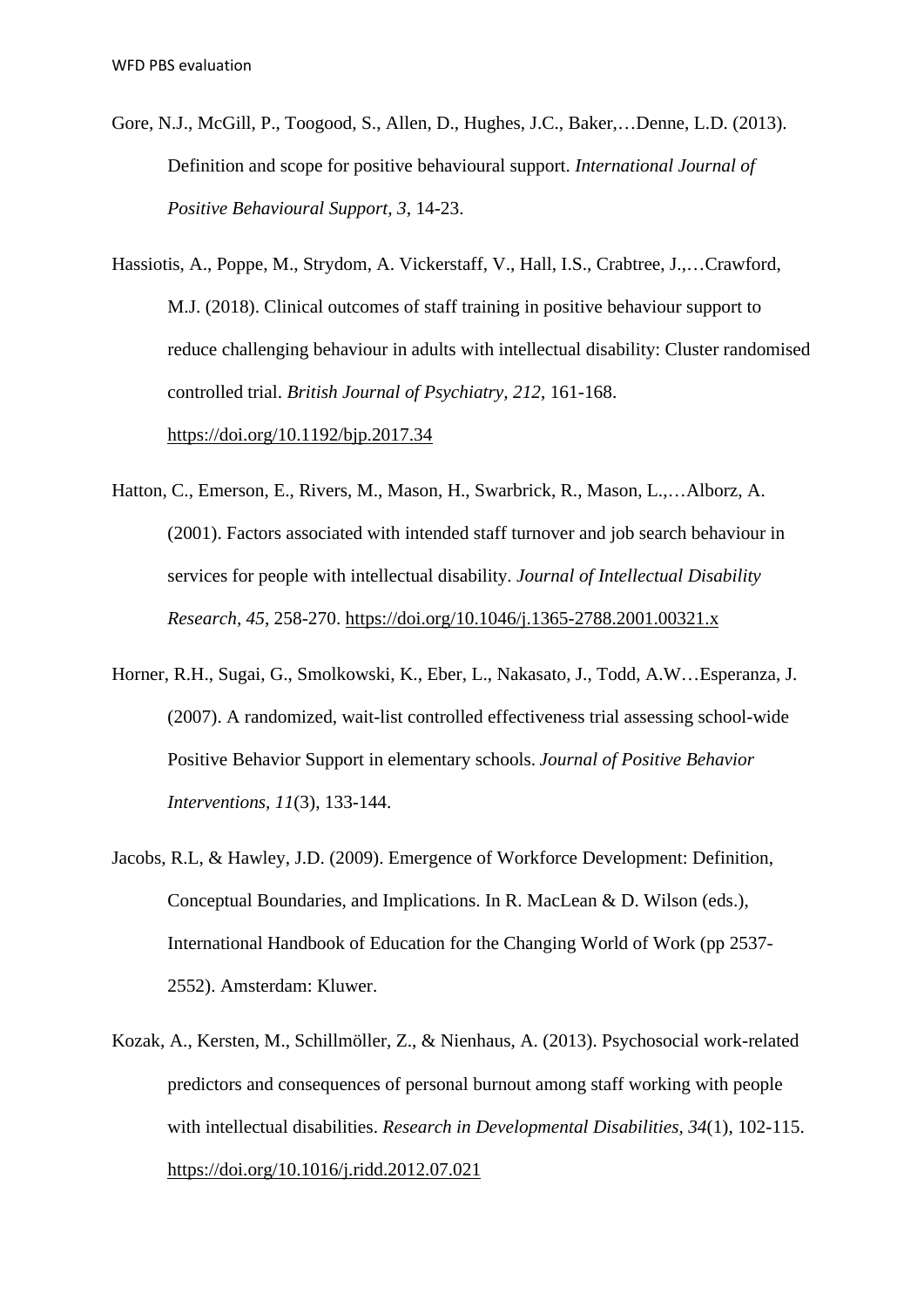Gore, N.J., McGill, P., Toogood, S., Allen, D., Hughes, J.C., Baker,…Denne, L.D. (2013). Definition and scope for positive behavioural support. *International Journal of Positive Behavioural Support, 3*, 14-23.

Hassiotis, A., Poppe, M., Strydom, A. Vickerstaff, V., Hall, I.S., Crabtree, J.,…Crawford, M.J. (2018). Clinical outcomes of staff training in positive behaviour support to reduce challenging behaviour in adults with intellectual disability: Cluster randomised controlled trial. *British Journal of Psychiatry, 212*, 161-168. https://doi.org/10.1192/bjp.2017.34

Hatton, C., Emerson, E., Rivers, M., Mason, H., Swarbrick, R., Mason, L.,…Alborz, A. (2001). Factors associated with intended staff turnover and job search behaviour in services for people with intellectual disability. *Journal of Intellectual Disability Research, 45*, 258-270. https://doi.org/10.1046/j.1365-2788.2001.00321.x

Horner, R.H., Sugai, G., Smolkowski, K., Eber, L., Nakasato, J., Todd, A.W…Esperanza, J. (2007). A randomized, wait-list controlled effectiveness trial assessing school-wide Positive Behavior Support in elementary schools. *Journal of Positive Behavior Interventions, 11*(3), 133-144.

Jacobs, R.L, & Hawley, J.D. (2009). Emergence of Workforce Development: Definition, Conceptual Boundaries, and Implications. In R. MacLean & D. Wilson (eds.), International Handbook of Education for the Changing World of Work (pp 2537-2552). Amsterdam: Kluwer.

Kozak, A., Kersten, M., Schillmöller, Z., & Nienhaus, A. (2013). Psychosocial work-related predictors and consequences of personal burnout among staff working with people with intellectual disabilities. *Research in Developmental Disabilities, 34*(1), 102-115. https://doi.org/10.1016/j.ridd.2012.07.021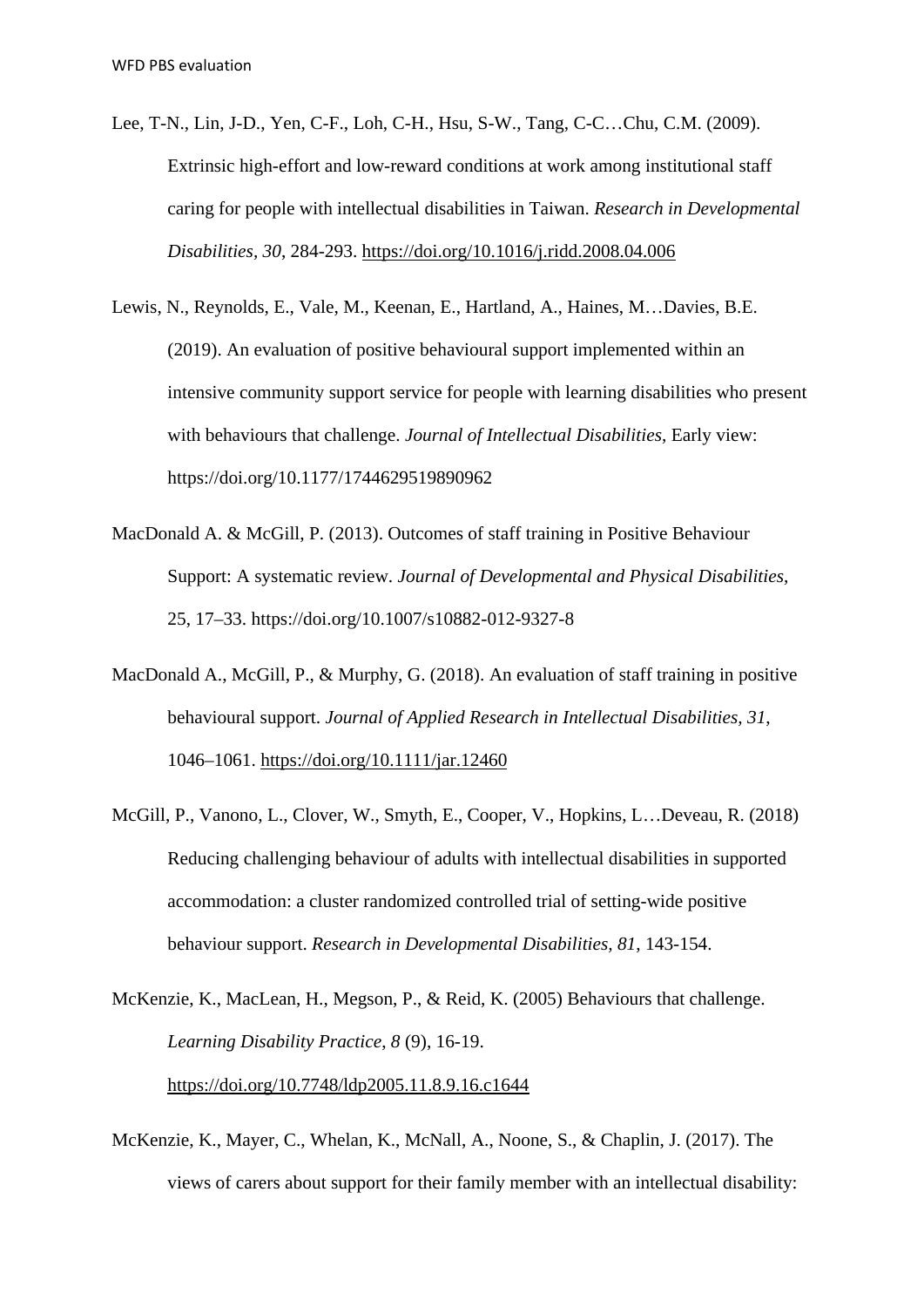Lee, T-N., Lin, J-D., Yen, C-F., Loh, C-H., Hsu, S-W., Tang, C-C…Chu, C.M. (2009). Extrinsic high-effort and low-reward conditions at work among institutional staff caring for people with intellectual disabilities in Taiwan. *Research in Developmental Disabilities*, *30*, 284-293. https://doi.org/10.1016/j.ridd.2008.04.006

Lewis, N., Reynolds, E., Vale, M., Keenan, E., Hartland, A., Haines, M…Davies, B.E. (2019). An evaluation of positive behavioural support implemented within an intensive community support service for people with learning disabilities who present with behaviours that challenge. *Journal of Intellectual Disabilities*, Early view: https://doi.org/10.1177/1744629519890962

MacDonald A. & McGill, P. (2013). Outcomes of staff training in Positive Behaviour Support: A systematic review. *Journal of Developmental and Physical Disabilities*, 25, 17–33. https://doi.org/10.1007/s10882-012-9327-8

MacDonald A., McGill, P., & Murphy, G. (2018). An evaluation of staff training in positive behavioural support. *Journal of Applied Research in Intellectual Disabilities, 31*, 1046–1061. https://doi.org/10.1111/jar.12460

McGill, P., Vanono, L., Clover, W., Smyth, E., Cooper, V., Hopkins, L…Deveau, R. (2018) Reducing challenging behaviour of adults with intellectual disabilities in supported accommodation: a cluster randomized controlled trial of setting-wide positive behaviour support. *Research in Developmental Disabilities*, *81*, 143-154.

McKenzie, K., MacLean, H., Megson, P., & Reid, K. (2005) Behaviours that challenge. *Learning Disability Practice*, *8* (9), 16-19. https://doi.org/10.7748/ldp2005.11.8.9.16.c1644

McKenzie, K., Mayer, C., Whelan, K., McNall, A., Noone, S., & Chaplin, J. (2017). The views of carers about support for their family member with an intellectual disability: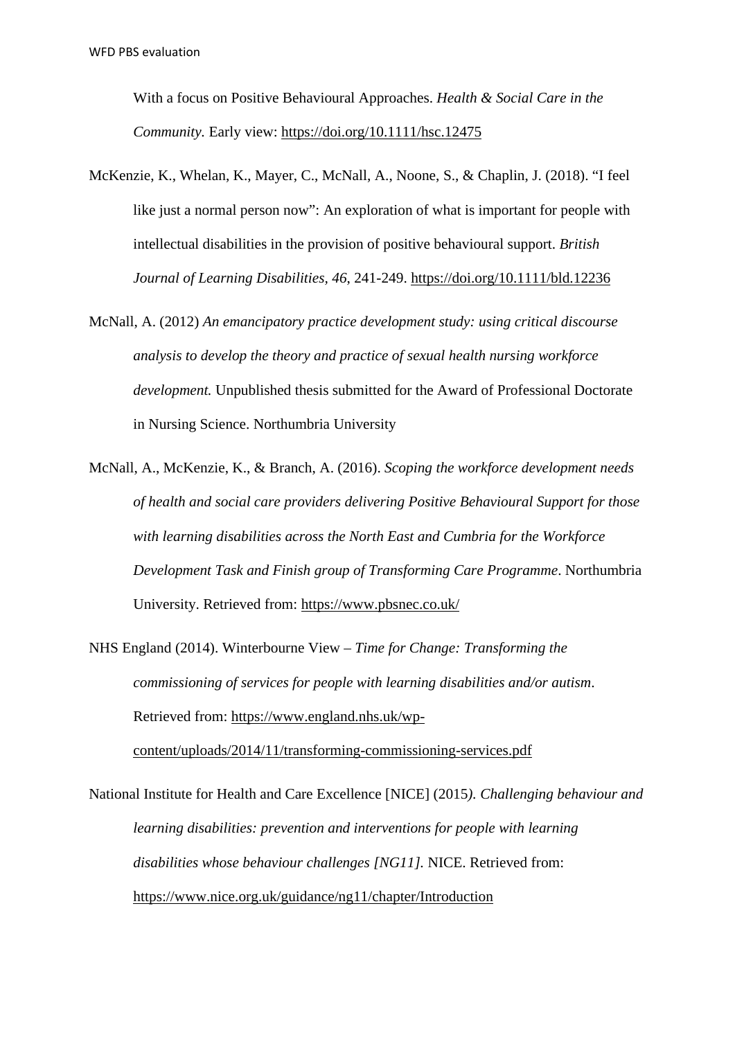With a focus on Positive Behavioural Approaches. *Health & Social Care in the Community.* Early view: https://doi.org/10.1111/hsc.12475

McKenzie, K., Whelan, K., Mayer, C., McNall, A., Noone, S., & Chaplin, J. (2018). "I feel like just a normal person now": An exploration of what is important for people with intellectual disabilities in the provision of positive behavioural support. *British Journal of Learning Disabilities, 46*, 241-249. https://doi.org/10.1111/bld.12236

McNall, A. (2012) *An emancipatory practice development study: using critical discourse analysis to develop the theory and practice of sexual health nursing workforce development.* Unpublished thesis submitted for the Award of Professional Doctorate in Nursing Science. Northumbria University

McNall, A., McKenzie, K., & Branch, A. (2016). *Scoping the workforce development needs of health and social care providers delivering Positive Behavioural Support for those with learning disabilities across the North East and Cumbria for the Workforce Development Task and Finish group of Transforming Care Programme*. Northumbria University. Retrieved from: https://www.pbsnec.co.uk/

NHS England (2014). Winterbourne View – *Time for Change: Transforming the commissioning of services for people with learning disabilities and/or autism*. Retrieved from: https://www.england.nhs.uk/wp-content/uploads/2014/11/transforming-commissioning-services.pdf

National Institute for Health and Care Excellence [NICE] (2015*). Challenging behaviour and learning disabilities: prevention and interventions for people with learning disabilities whose behaviour challenges [NG11].* NICE. Retrieved from: https://www.nice.org.uk/guidance/ng11/chapter/Introduction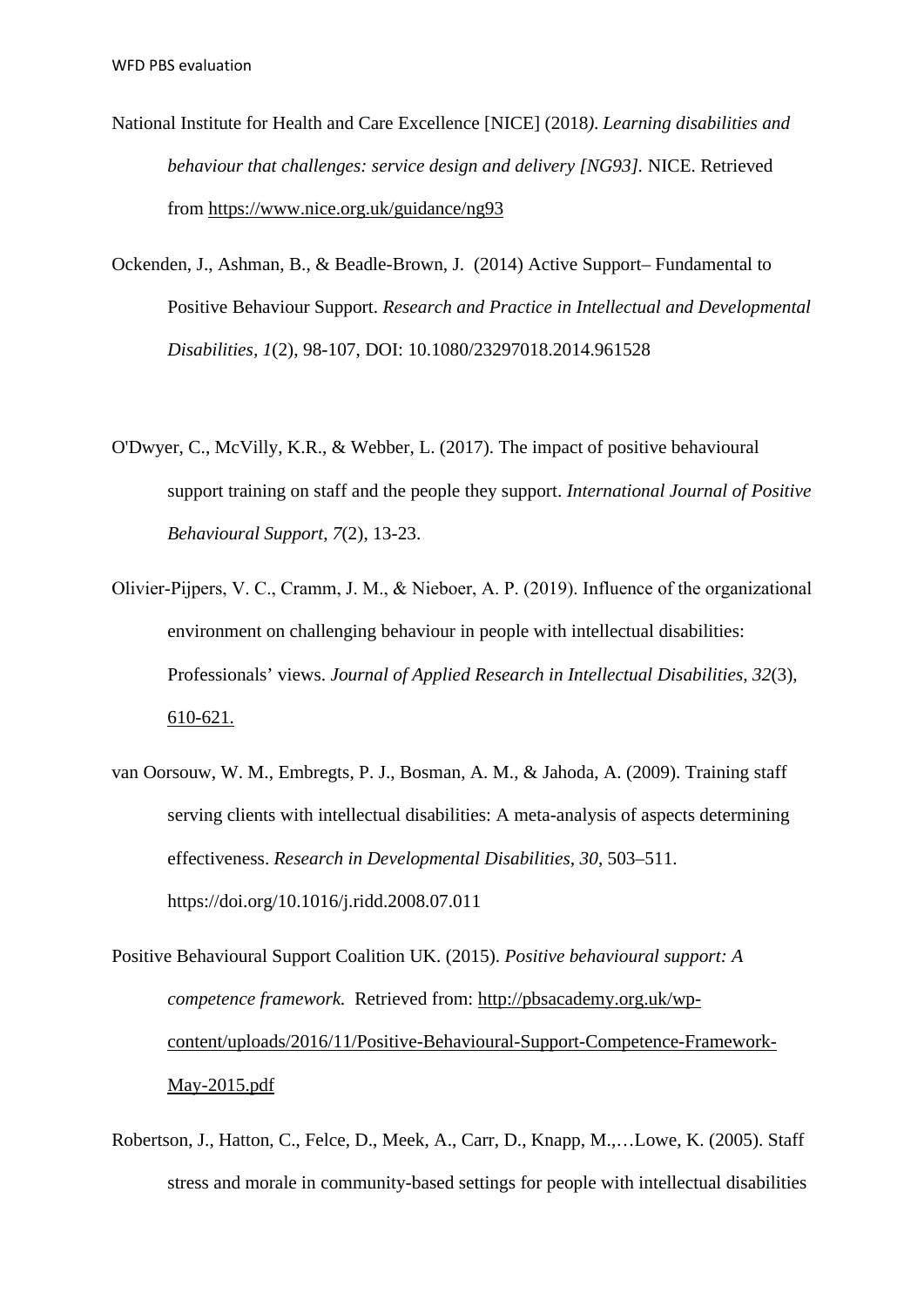National Institute for Health and Care Excellence [NICE] (2018*). Learning disabilities and behaviour that challenges: service design and delivery [NG93].* NICE. Retrieved from https://www.nice.org.uk/guidance/ng93

Ockenden, J., Ashman, B., & Beadle-Brown, J. (2014) Active Support– Fundamental to Positive Behaviour Support. *Research and Practice in Intellectual and Developmental Disabilities, 1*(2), 98-107, DOI: 10.1080/23297018.2014.961528

O'Dwyer, C., McVilly, K.R., & Webber, L. (2017). The impact of positive behavioural support training on staff and the people they support. *International Journal of Positive Behavioural Support*, *7*(2), 13-23.

Olivier-Pijpers, V. C., Cramm, J. M., & Nieboer, A. P. (2019). Influence of the organizational environment on challenging behaviour in people with intellectual disabilities: Professionals' views. *Journal of Applied Research in Intellectual Disabilities, 32*(3), 610-621.

van Oorsouw, W. M., Embregts, P. J., Bosman, A. M., & Jahoda, A. (2009). Training staff serving clients with intellectual disabilities: A meta-analysis of aspects determining effectiveness. *Research in Developmental Disabilities, 30*, 503–511. https://doi.org/10.1016/j.ridd.2008.07.011

Positive Behavioural Support Coalition UK. (2015). *Positive behavioural support: A competence framework.* Retrieved from: http://pbsacademy.org.uk/wp-content/uploads/2016/11/Positive-Behavioural-Support-Competence-Framework-May-2015.pdf

Robertson, J., Hatton, C., Felce, D., Meek, A., Carr, D., Knapp, M.,…Lowe, K. (2005). Staff stress and morale in community-based settings for people with intellectual disabilities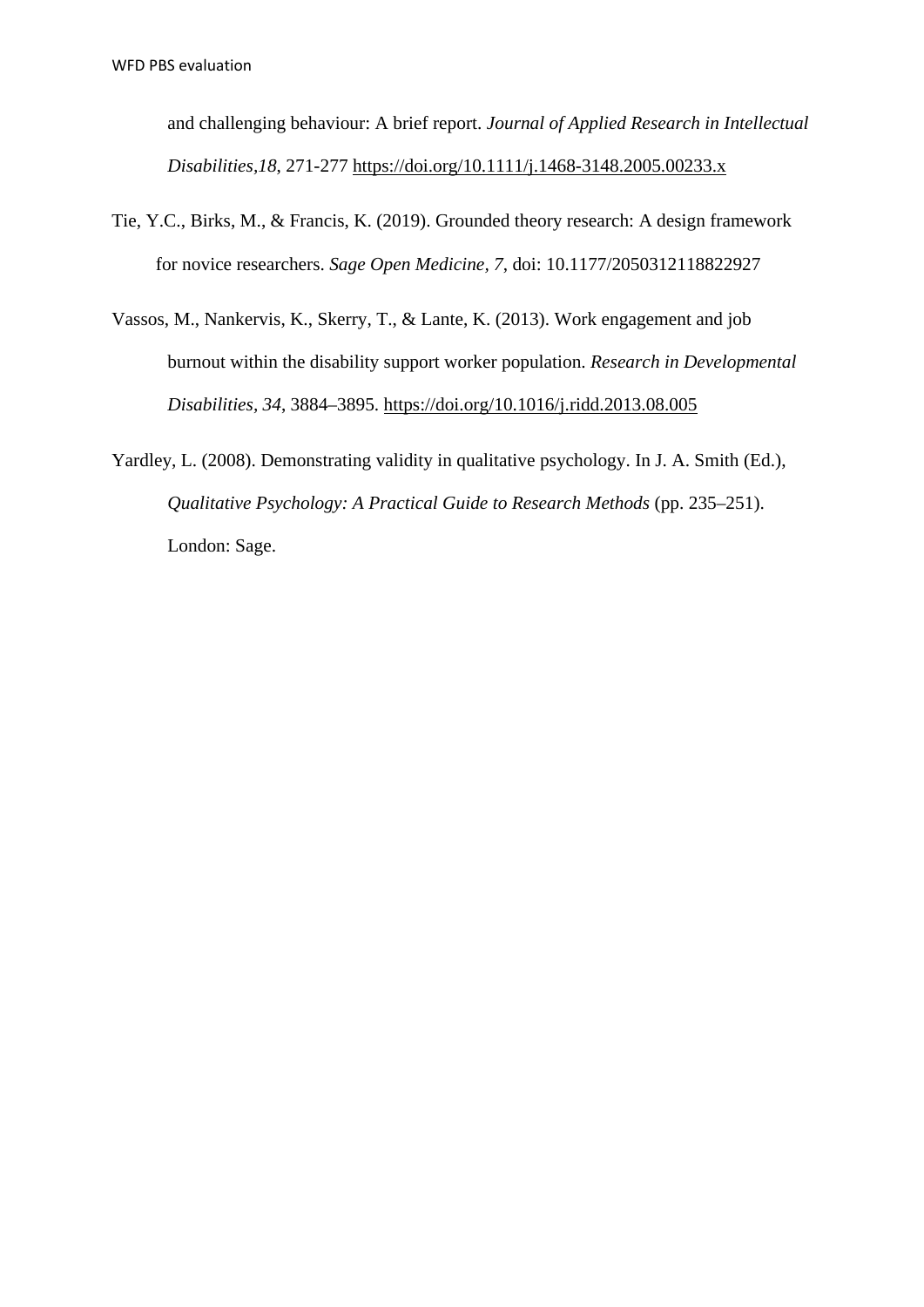and challenging behaviour: A brief report. *Journal of Applied Research in Intellectual Disabilities,18*, 271-277 https://doi.org/10.1111/j.1468-3148.2005.00233.x

Tie, Y.C., Birks, M., & Francis, K. (2019). Grounded theory research: A design framework for novice researchers. *Sage Open Medicine, 7*, doi: 10.1177/2050312118822927

Vassos, M., Nankervis, K., Skerry, T., & Lante, K. (2013). Work engagement and job burnout within the disability support worker population. *Research in Developmental Disabilities, 34*, 3884–3895. https://doi.org/10.1016/j.ridd.2013.08.005

Yardley, L. (2008). Demonstrating validity in qualitative psychology. In J. A. Smith (Ed.), *Qualitative Psychology: A Practical Guide to Research Methods* (pp. 235–251). London: Sage.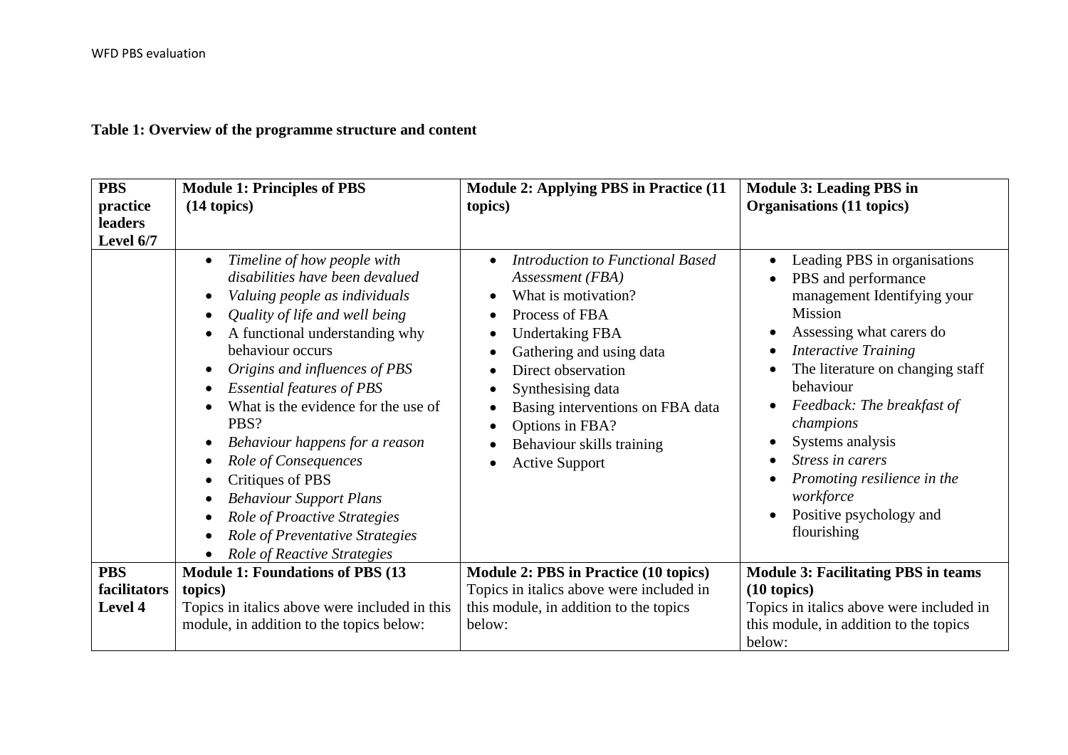**Table 1: Overview of the programme structure and content**

| **PBS practice leaders Level 6/7** | **Module 1: Principles of PBS (14 topics)** | **Module 2: Applying PBS in Practice (11 topics)** | **Module 3: Leading PBS in Organisations (11 topics)** |
|---|---|---|---|
| | • *Timeline of how people with disabilities have been devalued*<br>• *Valuing people as individuals*<br>• *Quality of life and well being*<br>• A functional understanding why behaviour occurs<br>• *Origins and influences of PBS*<br>• *Essential features of PBS*<br>• What is the evidence for the use of PBS?<br>• *Behaviour happens for a reason*<br>• *Role of Consequences*<br>• Critiques of PBS<br>• *Behaviour Support Plans*<br>• *Role of Proactive Strategies*<br>• *Role of Preventative Strategies*<br>• *Role of Reactive Strategies* | • *Introduction to Functional Based Assessment (FBA)*<br>• What is motivation?<br>• Process of FBA<br>• Undertaking FBA<br>• Gathering and using data<br>• Direct observation<br>• Synthesising data<br>• Basing interventions on FBA data<br>• Options in FBA?<br>• Behaviour skills training<br>• Active Support | • Leading PBS in organisations<br>• PBS and performance management Identifying your Mission<br>• Assessing what carers do<br>• *Interactive Training*<br>• The literature on changing staff behaviour<br>• *Feedback: The breakfast of champions*<br>• Systems analysis<br>• *Stress in carers*<br>• *Promoting resilience in the workforce*<br>• Positive psychology and flourishing |
| **PBS facilitators Level 4** | **Module 1: Foundations of PBS (13 topics)**<br>Topics in italics above were included in this module, in addition to the topics below: | **Module 2: PBS in Practice (10 topics)**<br>Topics in italics above were included in this module, in addition to the topics below: | **Module 3: Facilitating PBS in teams (10 topics)**<br>Topics in italics above were included in this module, in addition to the topics below: |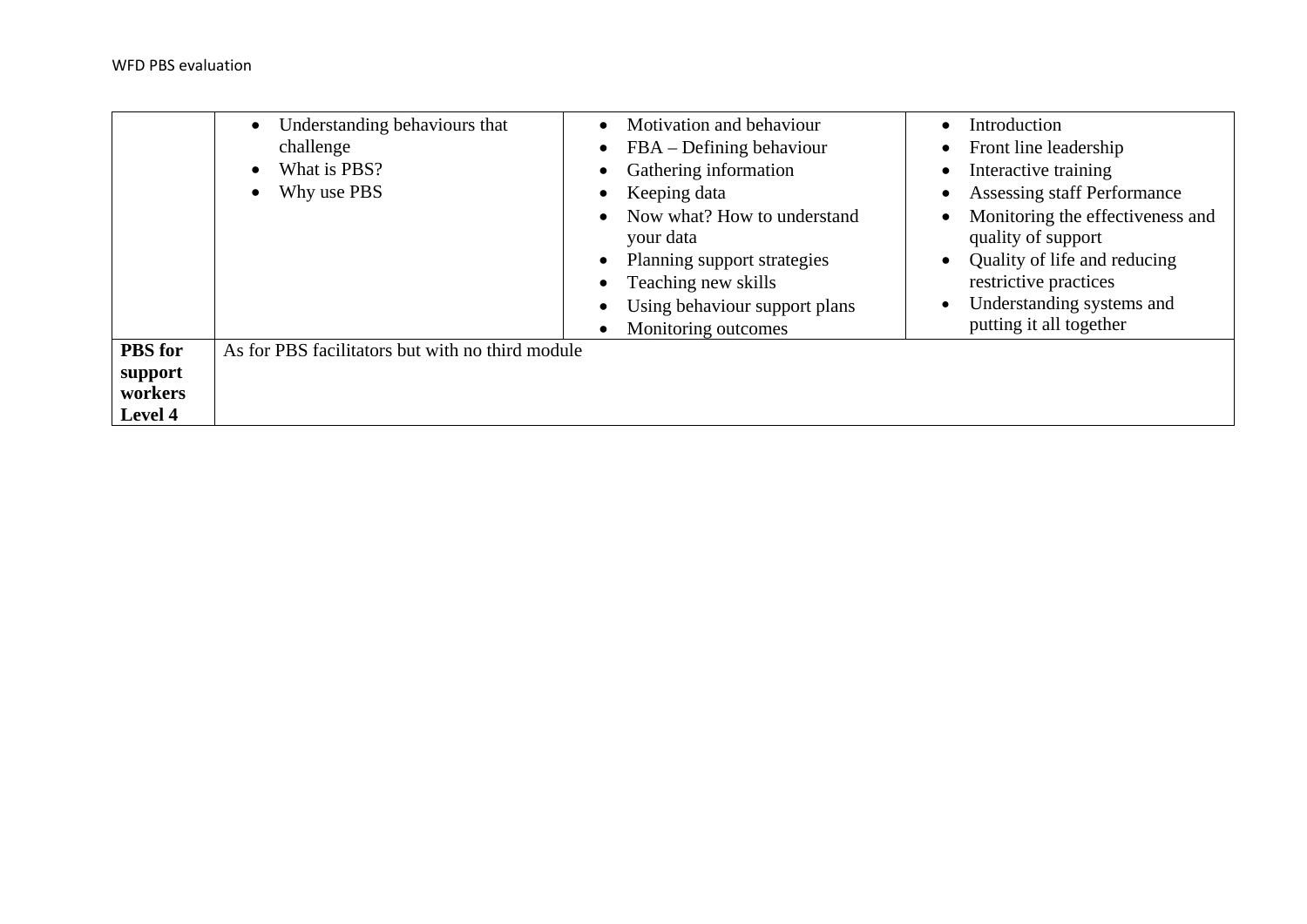| | | | |
|---|---|---|---|
| | • Understanding behaviours that challenge<br>• What is PBS?<br>• Why use PBS | • Motivation and behaviour<br>• FBA – Defining behaviour<br>• Gathering information<br>• Keeping data<br>• Now what? How to understand your data<br>• Planning support strategies<br>• Teaching new skills<br>• Using behaviour support plans<br>• Monitoring outcomes | • Introduction<br>• Front line leadership<br>• Interactive training<br>• Assessing staff Performance<br>• Monitoring the effectiveness and quality of support<br>• Quality of life and reducing restrictive practices<br>• Understanding systems and putting it all together |
| **PBS for support workers Level 4** | As for PBS facilitators but with no third module | | |